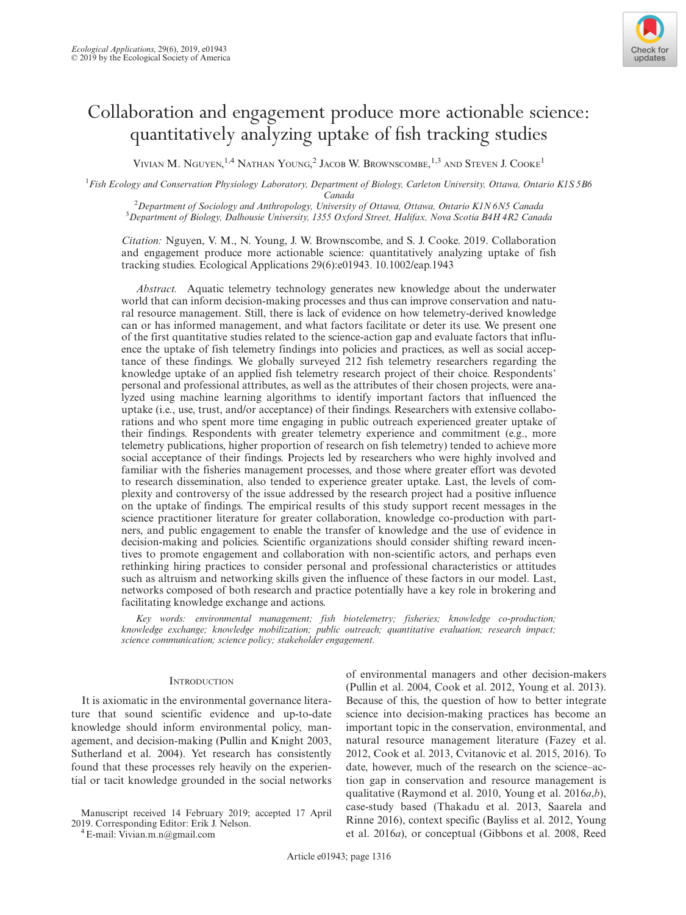# Collaboration and engagement produce more actionable science: quantitatively analyzing uptake of fish tracking studies

Vivian M. Nguyen,[1,4] Nathan Young,[2] Jacob W. Brownscombe,[1,3] and Steven J. Cooke[1]

[1]*Fish Ecology and Conservation Physiology Laboratory, Department of Biology, Carleton University, Ottawa, Ontario K1S 5B6 Canada*
[2]*Department of Sociology and Anthropology, University of Ottawa, Ottawa, Ontario K1N 6N5 Canada*
[3]*Department of Biology, Dalhousie University, 1355 Oxford Street, Halifax, Nova Scotia B4H 4R2 Canada*

*Citation:* Nguyen, V. M., N. Young, J. W. Brownscombe, and S. J. Cooke. 2019. Collaboration and engagement produce more actionable science: quantitatively analyzing uptake of fish tracking studies. Ecological Applications 29(6):e01943. 10.1002/eap.1943

*Abstract.* Aquatic telemetry technology generates new knowledge about the underwater world that can inform decision-making processes and thus can improve conservation and natural resource management. Still, there is lack of evidence on how telemetry-derived knowledge can or has informed management, and what factors facilitate or deter its use. We present one of the first quantitative studies related to the science-action gap and evaluate factors that influence the uptake of fish telemetry findings into policies and practices, as well as social acceptance of these findings. We globally surveyed 212 fish telemetry researchers regarding the knowledge uptake of an applied fish telemetry research project of their choice. Respondents' personal and professional attributes, as well as the attributes of their chosen projects, were analyzed using machine learning algorithms to identify important factors that influenced the uptake (i.e., use, trust, and/or acceptance) of their findings. Researchers with extensive collaborations and who spent more time engaging in public outreach experienced greater uptake of their findings. Respondents with greater telemetry experience and commitment (e.g., more telemetry publications, higher proportion of research on fish telemetry) tended to achieve more social acceptance of their findings. Projects led by researchers who were highly involved and familiar with the fisheries management processes, and those where greater effort was devoted to research dissemination, also tended to experience greater uptake. Last, the levels of complexity and controversy of the issue addressed by the research project had a positive influence on the uptake of findings. The empirical results of this study support recent messages in the science practitioner literature for greater collaboration, knowledge co-production with partners, and public engagement to enable the transfer of knowledge and the use of evidence in decision-making and policies. Scientific organizations should consider shifting reward incentives to promote engagement and collaboration with non-scientific actors, and perhaps even rethinking hiring practices to consider personal and professional characteristics or attitudes such as altruism and networking skills given the influence of these factors in our model. Last, networks composed of both research and practice potentially have a key role in brokering and facilitating knowledge exchange and actions.

*Key words: environmental management; fish biotelemetry; fisheries; knowledge co-production; knowledge exchange; knowledge mobilization; public outreach; quantitative evaluation; research impact; science communication; science policy; stakeholder engagement.*

## Introduction

It is axiomatic in the environmental governance literature that sound scientific evidence and up-to-date knowledge should inform environmental policy, management, and decision-making (Pullin and Knight 2003, Sutherland et al. 2004). Yet research has consistently found that these processes rely heavily on the experiential or tacit knowledge grounded in the social networks of environmental managers and other decision-makers (Pullin et al. 2004, Cook et al. 2012, Young et al. 2013). Because of this, the question of how to better integrate science into decision-making practices has become an important topic in the conservation, environmental, and natural resource management literature (Fazey et al. 2012, Cook et al. 2013, Cvitanovic et al. 2015, 2016). To date, however, much of the research on the science–action gap in conservation and resource management is qualitative (Raymond et al. 2010, Young et al. 2016*a*,*b*), case-study based (Thakadu et al. 2013, Saarela and Rinne 2016), context specific (Bayliss et al. 2012, Young et al. 2016*a*), or conceptual (Gibbons et al. 2008, Reed

Manuscript received 14 February 2019; accepted 17 April 2019. Corresponding Editor: Erik J. Nelson.
[4] E-mail: Vivian.m.n@gmail.com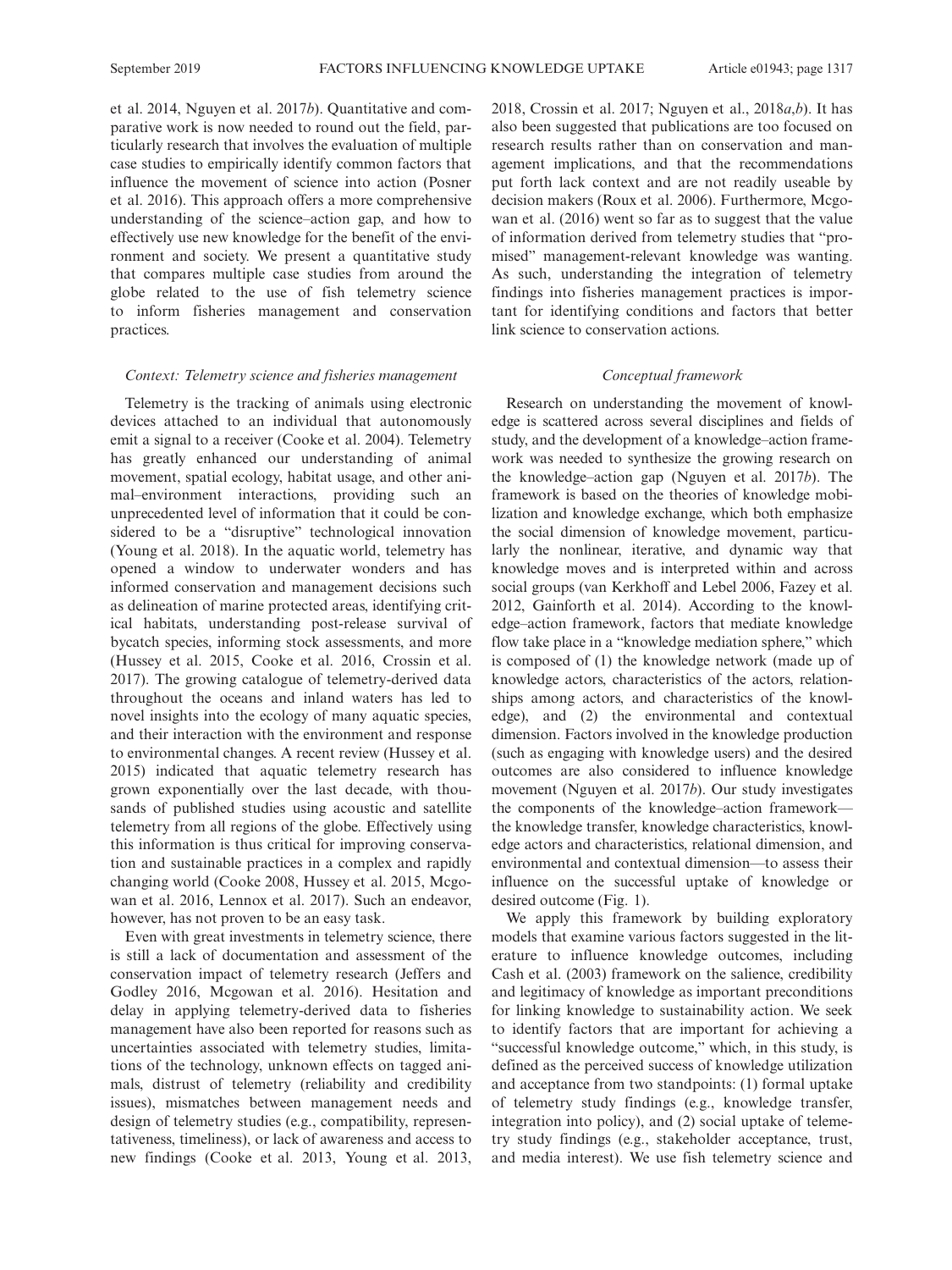et al. 2014, Nguyen et al. 2017*b*). Quantitative and comparative work is now needed to round out the field, particularly research that involves the evaluation of multiple case studies to empirically identify common factors that influence the movement of science into action (Posner et al. 2016). This approach offers a more comprehensive understanding of the science–action gap, and how to effectively use new knowledge for the benefit of the environment and society. We present a quantitative study that compares multiple case studies from around the globe related to the use of fish telemetry science to inform fisheries management and conservation practices.

### *Context: Telemetry science and fisheries management*

Telemetry is the tracking of animals using electronic devices attached to an individual that autonomously emit a signal to a receiver (Cooke et al. 2004). Telemetry has greatly enhanced our understanding of animal movement, spatial ecology, habitat usage, and other animal–environment interactions, providing such an unprecedented level of information that it could be considered to be a "disruptive" technological innovation (Young et al. 2018). In the aquatic world, telemetry has opened a window to underwater wonders and has informed conservation and management decisions such as delineation of marine protected areas, identifying critical habitats, understanding post-release survival of bycatch species, informing stock assessments, and more (Hussey et al. 2015, Cooke et al. 2016, Crossin et al. 2017). The growing catalogue of telemetry-derived data throughout the oceans and inland waters has led to novel insights into the ecology of many aquatic species, and their interaction with the environment and response to environmental changes. A recent review (Hussey et al. 2015) indicated that aquatic telemetry research has grown exponentially over the last decade, with thousands of published studies using acoustic and satellite telemetry from all regions of the globe. Effectively using this information is thus critical for improving conservation and sustainable practices in a complex and rapidly changing world (Cooke 2008, Hussey et al. 2015, Mcgowan et al. 2016, Lennox et al. 2017). Such an endeavor, however, has not proven to be an easy task.

Even with great investments in telemetry science, there is still a lack of documentation and assessment of the conservation impact of telemetry research (Jeffers and Godley 2016, Mcgowan et al. 2016). Hesitation and delay in applying telemetry-derived data to fisheries management have also been reported for reasons such as uncertainties associated with telemetry studies, limitations of the technology, unknown effects on tagged animals, distrust of telemetry (reliability and credibility issues), mismatches between management needs and design of telemetry studies (e.g., compatibility, representativeness, timeliness), or lack of awareness and access to new findings (Cooke et al. 2013, Young et al. 2013, 2018, Crossin et al. 2017; Nguyen et al., 2018*a*,*b*). It has also been suggested that publications are too focused on research results rather than on conservation and management implications, and that the recommendations put forth lack context and are not readily useable by decision makers (Roux et al. 2006). Furthermore, Mcgowan et al. (2016) went so far as to suggest that the value of information derived from telemetry studies that "promised" management-relevant knowledge was wanting. As such, understanding the integration of telemetry findings into fisheries management practices is important for identifying conditions and factors that better link science to conservation actions.

### *Conceptual framework*

Research on understanding the movement of knowledge is scattered across several disciplines and fields of study, and the development of a knowledge–action framework was needed to synthesize the growing research on the knowledge–action gap (Nguyen et al. 2017*b*). The framework is based on the theories of knowledge mobilization and knowledge exchange, which both emphasize the social dimension of knowledge movement, particularly the nonlinear, iterative, and dynamic way that knowledge moves and is interpreted within and across social groups (van Kerkhoff and Lebel 2006, Fazey et al. 2012, Gainforth et al. 2014). According to the knowledge–action framework, factors that mediate knowledge flow take place in a "knowledge mediation sphere," which is composed of (1) the knowledge network (made up of knowledge actors, characteristics of the actors, relationships among actors, and characteristics of the knowledge), and (2) the environmental and contextual dimension. Factors involved in the knowledge production (such as engaging with knowledge users) and the desired outcomes are also considered to influence knowledge movement (Nguyen et al. 2017*b*). Our study investigates the components of the knowledge–action framework—the knowledge transfer, knowledge characteristics, knowledge actors and characteristics, relational dimension, and environmental and contextual dimension—to assess their influence on the successful uptake of knowledge or desired outcome (Fig. 1).

We apply this framework by building exploratory models that examine various factors suggested in the literature to influence knowledge outcomes, including Cash et al. (2003) framework on the salience, credibility and legitimacy of knowledge as important preconditions for linking knowledge to sustainability action. We seek to identify factors that are important for achieving a "successful knowledge outcome," which, in this study, is defined as the perceived success of knowledge utilization and acceptance from two standpoints: (1) formal uptake of telemetry study findings (e.g., knowledge transfer, integration into policy), and (2) social uptake of telemetry study findings (e.g., stakeholder acceptance, trust, and media interest). We use fish telemetry science and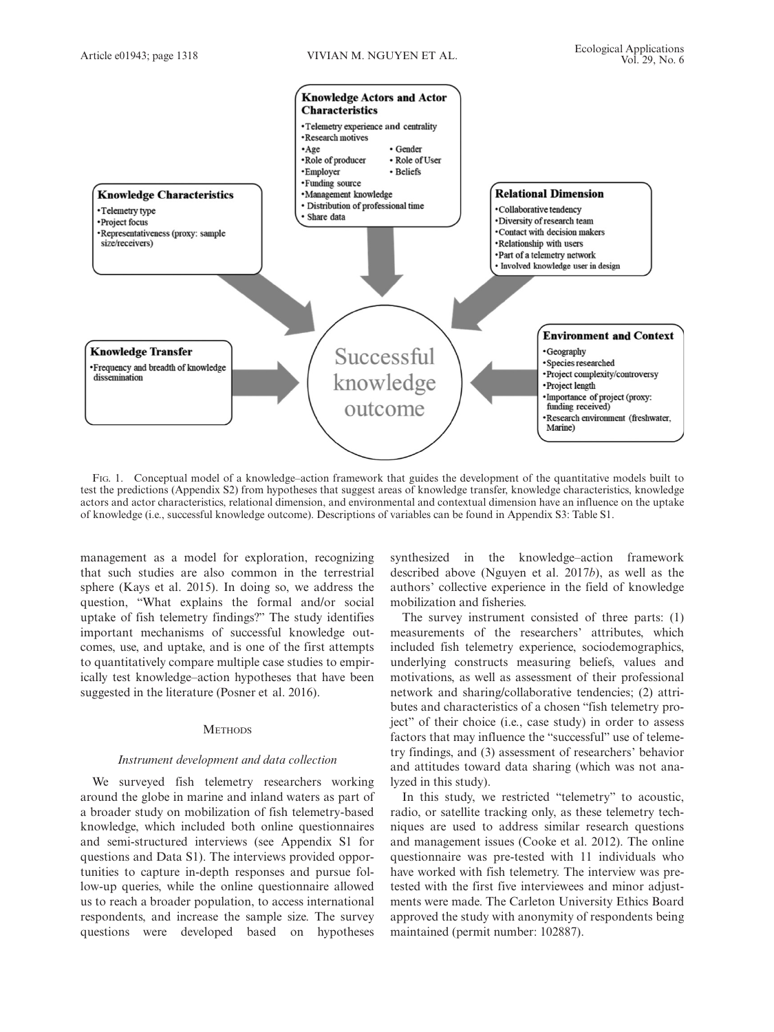Knowledge Actors and Actor Characteristics

- Telemetry experience and centrality
- Research motives
- Age
- Gender
- Role of producer
- Role of User
- Employer
- Beliefs
- Funding source
- Management knowledge
- Distribution of professional time
- Share data

Knowledge Characteristics

- Telemetry type
- Project focus
- Representativeness (proxy: sample size/receivers)

Relational Dimension

- Collaborative tendency
- Diversity of research team
- Contact with decision makers
- Relationship with users
- Part of a telemetry network
- Involved knowledge user in design

Knowledge Transfer

- Frequency and breadth of knowledge dissemination

Successful knowledge outcome

Environment and Context

- Geography
- Species researched
- Project complexity/controversy
- Project length
- Importance of project (proxy: funding received)
- Research environment (freshwater, Marine)

Fig. 1. Conceptual model of a knowledge–action framework that guides the development of the quantitative models built to test the predictions (Appendix S2) from hypotheses that suggest areas of knowledge transfer, knowledge characteristics, knowledge actors and actor characteristics, relational dimension, and environmental and contextual dimension have an influence on the uptake of knowledge (i.e., successful knowledge outcome). Descriptions of variables can be found in Appendix S3: Table S1.

management as a model for exploration, recognizing that such studies are also common in the terrestrial sphere (Kays et al. 2015). In doing so, we address the question, "What explains the formal and/or social uptake of fish telemetry findings?" The study identifies important mechanisms of successful knowledge outcomes, use, and uptake, and is one of the first attempts to quantitatively compare multiple case studies to empirically test knowledge–action hypotheses that have been suggested in the literature (Posner et al. 2016).

## Methods

### Instrument development and data collection

We surveyed fish telemetry researchers working around the globe in marine and inland waters as part of a broader study on mobilization of fish telemetry-based knowledge, which included both online questionnaires and semi-structured interviews (see Appendix S1 for questions and Data S1). The interviews provided opportunities to capture in-depth responses and pursue follow-up queries, while the online questionnaire allowed us to reach a broader population, to access international respondents, and increase the sample size. The survey questions were developed based on hypotheses synthesized in the knowledge–action framework described above (Nguyen et al. 2017*b*), as well as the authors' collective experience in the field of knowledge mobilization and fisheries.

The survey instrument consisted of three parts: (1) measurements of the researchers' attributes, which included fish telemetry experience, sociodemographics, underlying constructs measuring beliefs, values and motivations, as well as assessment of their professional network and sharing/collaborative tendencies; (2) attributes and characteristics of a chosen "fish telemetry project" of their choice (i.e., case study) in order to assess factors that may influence the "successful" use of telemetry findings, and (3) assessment of researchers' behavior and attitudes toward data sharing (which was not analyzed in this study).

In this study, we restricted "telemetry" to acoustic, radio, or satellite tracking only, as these telemetry techniques are used to address similar research questions and management issues (Cooke et al. 2012). The online questionnaire was pre-tested with 11 individuals who have worked with fish telemetry. The interview was pre-tested with the first five interviewees and minor adjustments were made. The Carleton University Ethics Board approved the study with anonymity of respondents being maintained (permit number: 102887).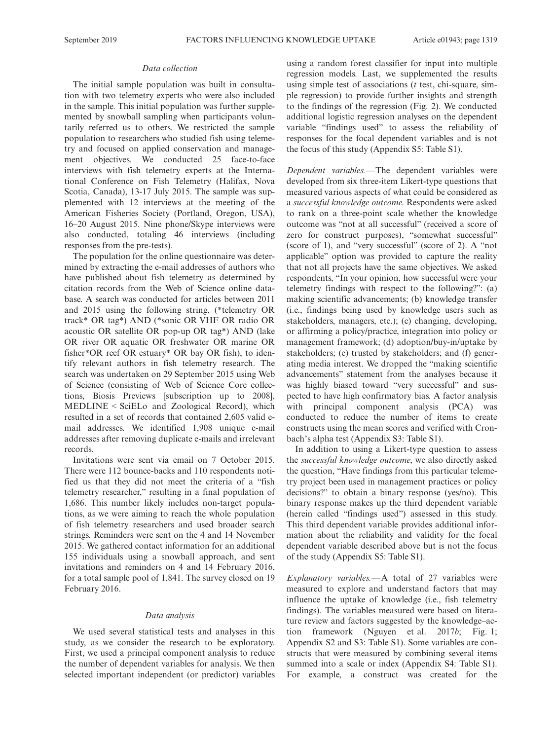### Data collection

The initial sample population was built in consultation with two telemetry experts who were also included in the sample. This initial population was further supplemented by snowball sampling when participants voluntarily referred us to others. We restricted the sample population to researchers who studied fish using telemetry and focused on applied conservation and management objectives. We conducted 25 face-to-face interviews with fish telemetry experts at the International Conference on Fish Telemetry (Halifax, Nova Scotia, Canada), 13-17 July 2015. The sample was supplemented with 12 interviews at the meeting of the American Fisheries Society (Portland, Oregon, USA), 16–20 August 2015. Nine phone/Skype interviews were also conducted, totaling 46 interviews (including responses from the pre-tests).

The population for the online questionnaire was determined by extracting the e-mail addresses of authors who have published about fish telemetry as determined by citation records from the Web of Science online database. A search was conducted for articles between 2011 and 2015 using the following string, (*telemetry OR track* OR tag*) AND (*sonic OR VHF OR radio OR acoustic OR satellite OR pop-up OR tag*) AND (lake OR river OR aquatic OR freshwater OR marine OR fisher*OR reef OR estuary* OR bay OR fish), to identify relevant authors in fish telemetry research. The search was undertaken on 29 September 2015 using Web of Science (consisting of Web of Science Core collections, Biosis Previews [subscription up to 2008], MEDLINE < SciELo and Zoological Record), which resulted in a set of records that contained 2,605 valid e-mail addresses. We identified 1,908 unique e-mail addresses after removing duplicate e-mails and irrelevant records.

Invitations were sent via email on 7 October 2015. There were 112 bounce-backs and 110 respondents notified us that they did not meet the criteria of a "fish telemetry researcher," resulting in a final population of 1,686. This number likely includes non-target populations, as we were aiming to reach the whole population of fish telemetry researchers and used broader search strings. Reminders were sent on the 4 and 14 November 2015. We gathered contact information for an additional 155 individuals using a snowball approach, and sent invitations and reminders on 4 and 14 February 2016, for a total sample pool of 1,841. The survey closed on 19 February 2016.

### Data analysis

We used several statistical tests and analyses in this study, as we consider the research to be exploratory. First, we used a principal component analysis to reduce the number of dependent variables for analysis. We then selected important independent (or predictor) variables using a random forest classifier for input into multiple regression models. Last, we supplemented the results using simple test of associations (*t* test, chi-square, simple regression) to provide further insights and strength to the findings of the regression (Fig. 2). We conducted additional logistic regression analyses on the dependent variable "findings used" to assess the reliability of responses for the focal dependent variables and is not the focus of this study (Appendix S5: Table S1).

*Dependent variables.*—The dependent variables were developed from six three-item Likert-type questions that measured various aspects of what could be considered as a *successful knowledge outcome*. Respondents were asked to rank on a three-point scale whether the knowledge outcome was "not at all successful" (received a score of zero for construct purposes), "somewhat successful" (score of 1), and "very successful" (score of 2). A "not applicable" option was provided to capture the reality that not all projects have the same objectives. We asked respondents, "In your opinion, how successful were your telemetry findings with respect to the following?": (a) making scientific advancements; (b) knowledge transfer (i.e., findings being used by knowledge users such as stakeholders, managers, etc.); (c) changing, developing, or affirming a policy/practice, integration into policy or management framework; (d) adoption/buy-in/uptake by stakeholders; (e) trusted by stakeholders; and (f) generating media interest. We dropped the "making scientific advancements" statement from the analyses because it was highly biased toward "very successful" and suspected to have high confirmatory bias. A factor analysis with principal component analysis (PCA) was conducted to reduce the number of items to create constructs using the mean scores and verified with Cronbach's alpha test (Appendix S3: Table S1).

In addition to using a Likert-type question to assess the *successful knowledge outcome*, we also directly asked the question, "Have findings from this particular telemetry project been used in management practices or policy decisions?" to obtain a binary response (yes/no). This binary response makes up the third dependent variable (herein called "findings used") assessed in this study. This third dependent variable provides additional information about the reliability and validity for the focal dependent variable described above but is not the focus of the study (Appendix S5: Table S1).

*Explanatory variables.*—A total of 27 variables were measured to explore and understand factors that may influence the uptake of knowledge (i.e., fish telemetry findings). The variables measured were based on literature review and factors suggested by the knowledge–action framework (Nguyen et al. 2017*b*; Fig. 1; Appendix S2 and S3: Table S1). Some variables are constructs that were measured by combining several items summed into a scale or index (Appendix S4: Table S1). For example, a construct was created for the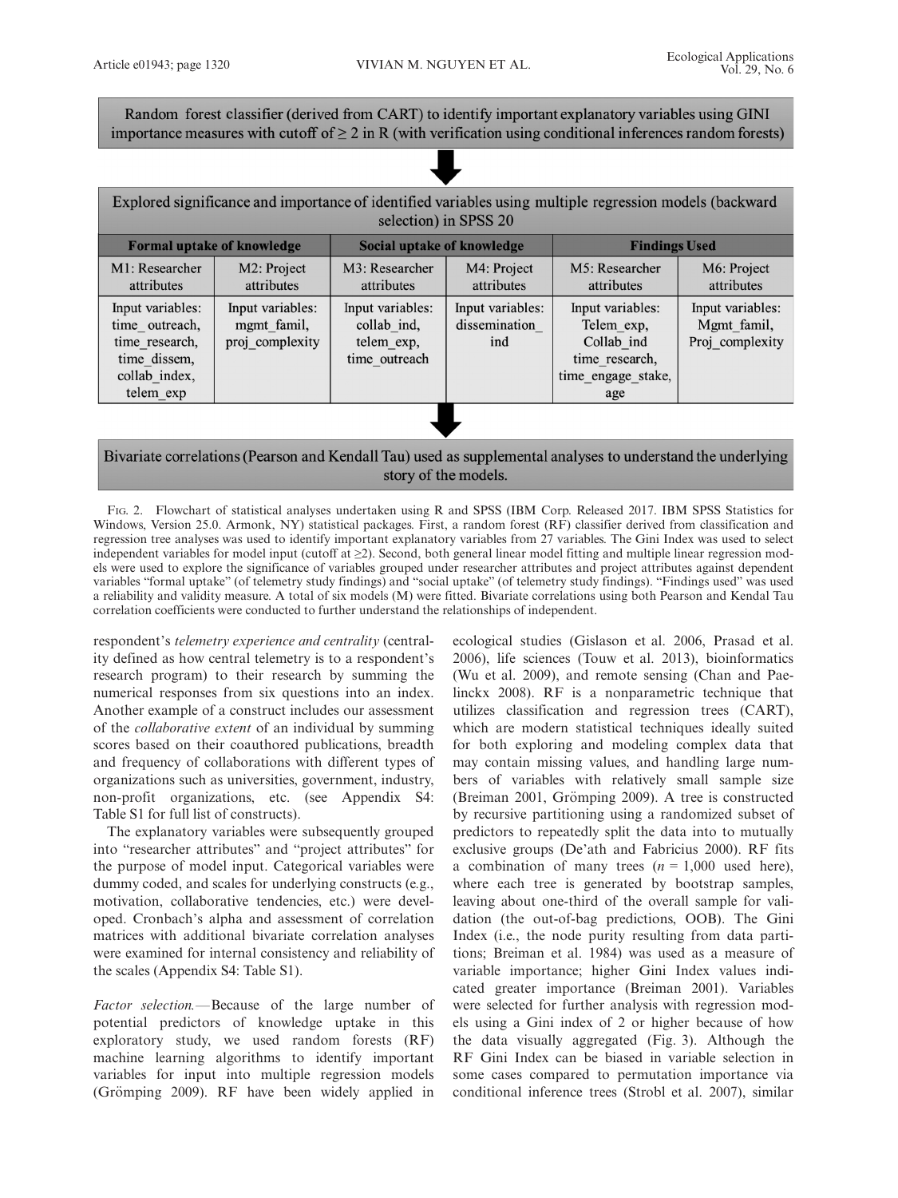Random forest classifier (derived from CART) to identify important explanatory variables using GINI importance measures with cutoff of ≥ 2 in R (with verification using conditional inferences random forests)

↓

Explored significance and importance of identified variables using multiple regression models (backward selection) in SPSS 20

| Formal uptake of knowledge | | Social uptake of knowledge | | Findings Used | |
|---|---|---|---|---|---|
| M1: Researcher attributes | M2: Project attributes | M3: Researcher attributes | M4: Project attributes | M5: Researcher attributes | M6: Project attributes |
| Input variables: time_outreach, time_research, time_dissem, collab_index, telem_exp | Input variables: mgmt_famil, proj_complexity | Input variables: collab_ind, telem_exp, time_outreach | Input variables: dissemination_ind | Input variables: Telem_exp, Collab_ind time_research, time_engage_stake, age | Input variables: Mgmt_famil, Proj_complexity |

↓

Bivariate correlations (Pearson and Kendall Tau) used as supplemental analyses to understand the underlying story of the models.

Fig. 2. Flowchart of statistical analyses undertaken using R and SPSS (IBM Corp. Released 2017. IBM SPSS Statistics for Windows, Version 25.0. Armonk, NY) statistical packages. First, a random forest (RF) classifier derived from classification and regression tree analyses was used to identify important explanatory variables from 27 variables. The Gini Index was used to select independent variables for model input (cutoff at ≥2). Second, both general linear model fitting and multiple linear regression models were used to explore the significance of variables grouped under researcher attributes and project attributes against dependent variables "formal uptake" (of telemetry study findings) and "social uptake" (of telemetry study findings). "Findings used" was used a reliability and validity measure. A total of six models (M) were fitted. Bivariate correlations using both Pearson and Kendal Tau correlation coefficients were conducted to further understand the relationships of independent.

respondent's *telemetry experience and centrality* (centrality defined as how central telemetry is to a respondent's research program) to their research by summing the numerical responses from six questions into an index. Another example of a construct includes our assessment of the *collaborative extent* of an individual by summing scores based on their coauthored publications, breadth and frequency of collaborations with different types of organizations such as universities, government, industry, non-profit organizations, etc. (see Appendix S4: Table S1 for full list of constructs).

The explanatory variables were subsequently grouped into "researcher attributes" and "project attributes" for the purpose of model input. Categorical variables were dummy coded, and scales for underlying constructs (e.g., motivation, collaborative tendencies, etc.) were developed. Cronbach's alpha and assessment of correlation matrices with additional bivariate correlation analyses were examined for internal consistency and reliability of the scales (Appendix S4: Table S1).

*Factor selection.*—Because of the large number of potential predictors of knowledge uptake in this exploratory study, we used random forests (RF) machine learning algorithms to identify important variables for input into multiple regression models (Grömping 2009). RF have been widely applied in ecological studies (Gislason et al. 2006, Prasad et al. 2006), life sciences (Touw et al. 2013), bioinformatics (Wu et al. 2009), and remote sensing (Chan and Paelinckx 2008). RF is a nonparametric technique that utilizes classification and regression trees (CART), which are modern statistical techniques ideally suited for both exploring and modeling complex data that may contain missing values, and handling large numbers of variables with relatively small sample size (Breiman 2001, Grömping 2009). A tree is constructed by recursive partitioning using a randomized subset of predictors to repeatedly split the data into to mutually exclusive groups (De'ath and Fabricius 2000). RF fits a combination of many trees ($n$ = 1,000 used here), where each tree is generated by bootstrap samples, leaving about one-third of the overall sample for validation (the out-of-bag predictions, OOB). The Gini Index (i.e., the node purity resulting from data partitions; Breiman et al. 1984) was used as a measure of variable importance; higher Gini Index values indicated greater importance (Breiman 2001). Variables were selected for further analysis with regression models using a Gini index of 2 or higher because of how the data visually aggregated (Fig. 3). Although the RF Gini Index can be biased in variable selection in some cases compared to permutation importance via conditional inference trees (Strobl et al. 2007), similar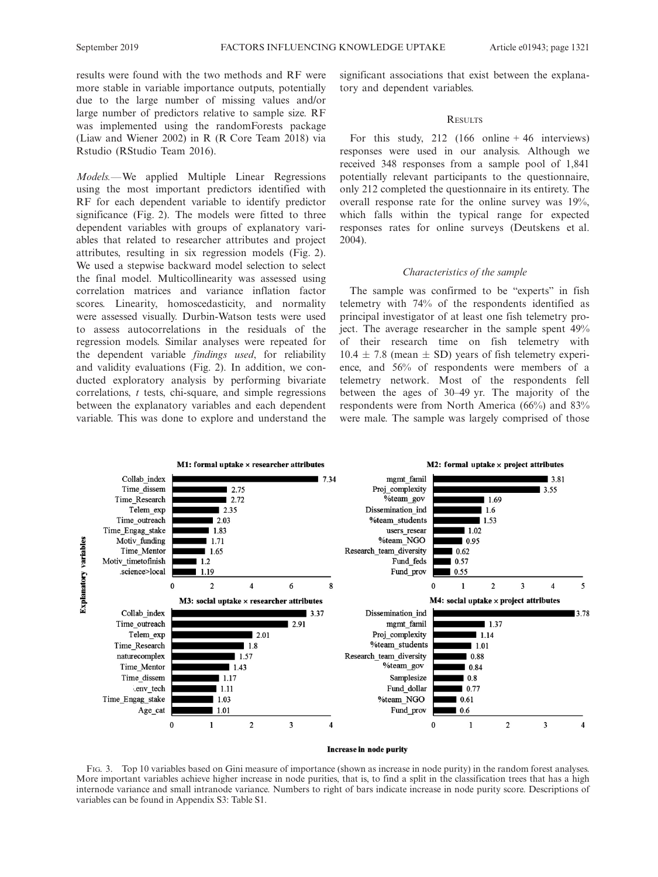results were found with the two methods and RF were more stable in variable importance outputs, potentially due to the large number of missing values and/or large number of predictors relative to sample size. RF was implemented using the randomForests package (Liaw and Wiener 2002) in R (R Core Team 2018) via Rstudio (RStudio Team 2016).

*Models.*—We applied Multiple Linear Regressions using the most important predictors identified with RF for each dependent variable to identify predictor significance (Fig. 2). The models were fitted to three dependent variables with groups of explanatory variables that related to researcher attributes and project attributes, resulting in six regression models (Fig. 2). We used a stepwise backward model selection to select the final model. Multicollinearity was assessed using correlation matrices and variance inflation factor scores. Linearity, homoscedasticity, and normality were assessed visually. Durbin-Watson tests were used to assess autocorrelations in the residuals of the regression models. Similar analyses were repeated for the dependent variable *findings used*, for reliability and validity evaluations (Fig. 2). In addition, we conducted exploratory analysis by performing bivariate correlations, *t* tests, chi-square, and simple regressions between the explanatory variables and each dependent variable. This was done to explore and understand the significant associations that exist between the explanatory and dependent variables.

## Results

For this study, 212 (166 online + 46 interviews) responses were used in our analysis. Although we received 348 responses from a sample pool of 1,841 potentially relevant participants to the questionnaire, only 212 completed the questionnaire in its entirety. The overall response rate for the online survey was 19%, which falls within the typical range for expected responses rates for online surveys (Deutskens et al. 2004).

### Characteristics of the sample

The sample was confirmed to be "experts" in fish telemetry with 74% of the respondents identified as principal investigator of at least one fish telemetry project. The average researcher in the sample spent 49% of their research time on fish telemetry with $10.4 \pm 7.8$ (mean $\pm$ SD) years of fish telemetry experience, and 56% of respondents were members of a telemetry network. Most of the respondents fell between the ages of 30–49 yr. The majority of the respondents were from North America (66%) and 83% were male. The sample was largely comprised of those

M1: formal uptake × researcher attributes

| Explanatory variable | Increase in node purity |
|---|---|
| Collab_index | 7.34 |
| Time_dissem | 2.75 |
| Time_Research | 2.72 |
| Telem_exp | 2.35 |
| Time_outreach | 2.03 |
| Time_Engag_stake | 1.83 |
| Motiv_funding | 1.71 |
| Time_Mentor | 1.65 |
| Motiv_timetofinish | 1.2 |
| .science>local | 1.19 |

M2: formal uptake × project attributes

| Explanatory variable | Increase in node purity |
|---|---|
| mgmt_famil | 3.81 |
| Proj_complexity | 3.55 |
| %team_gov | 1.69 |
| Dissemination_ind | 1.6 |
| %team_students | 1.53 |
| users_resear | 1.02 |
| %team_NGO | 0.95 |
| Research_team_diversity | 0.62 |
| Fund_feds | 0.57 |
| Fund_prov | 0.55 |

M3: social uptake × researcher attributes

| Explanatory variable | Increase in node purity |
|---|---|
| Collab_index | 3.37 |
| Time_outreach | 2.91 |
| Telem_exp | 2.01 |
| Time_Research | 1.8 |
| naturecomplex | 1.57 |
| Time_Mentor | 1.43 |
| Time_dissem | 1.17 |
| .env_tech | 1.11 |
| Time_Engag_stake | 1.03 |
| Age_cat | 1.01 |

M4: social uptake × project attributes

| Explanatory variable | Increase in node purity |
|---|---|
| Dissemination_ind | 3.78 |
| mgmt_famil | 1.37 |
| Proj_complexity | 1.14 |
| %team_students | 1.01 |
| Research_team_diversity | 0.88 |
| %team_gov | 0.84 |
| Samplesize | 0.8 |
| Fund_dollar | 0.77 |
| %team_NGO | 0.61 |
| Fund_prov | 0.6 |

Fig. 3. Top 10 variables based on Gini measure of importance (shown as increase in node purity) in the random forest analyses. More important variables achieve higher increase in node purities, that is, to find a split in the classification trees that has a high internode variance and small intranode variance. Numbers to right of bars indicate increase in node purity score. Descriptions of variables can be found in Appendix S3: Table S1.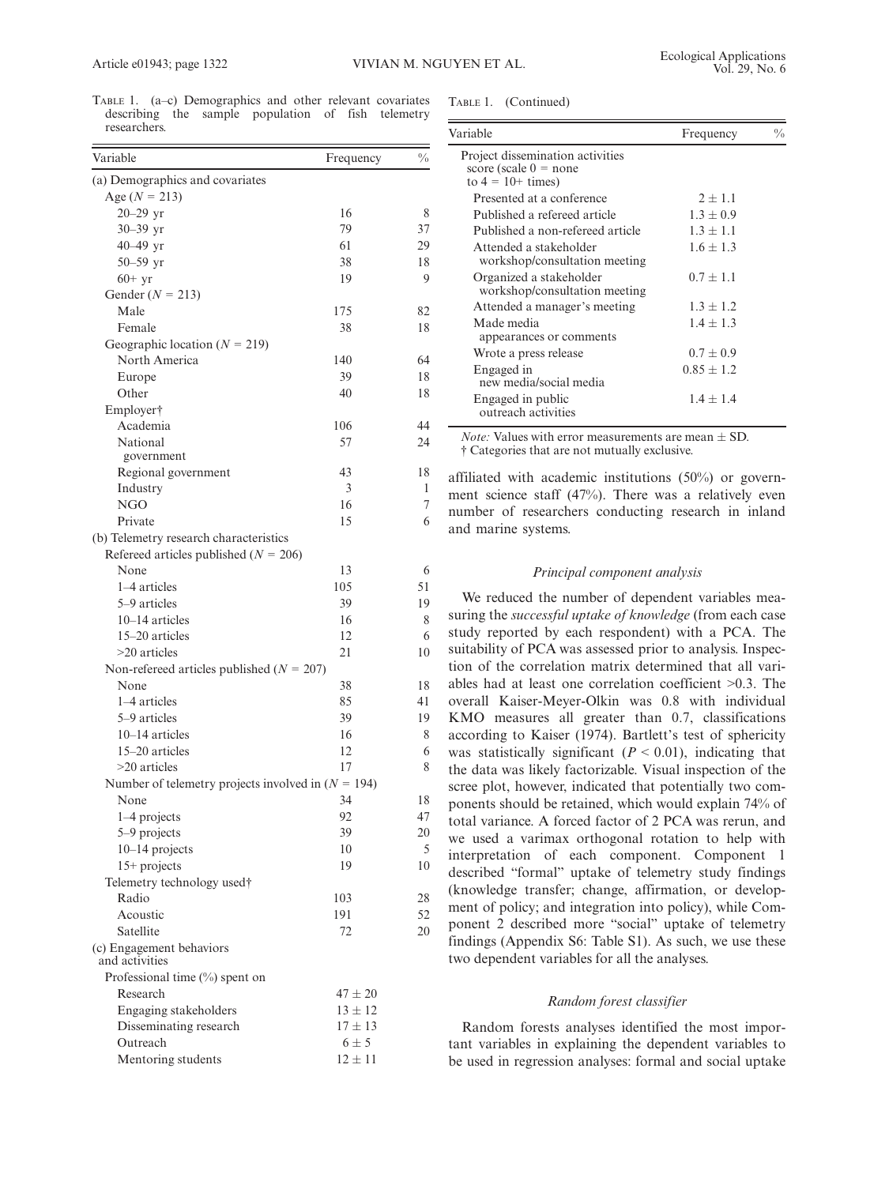Table 1. (a–c) Demographics and other relevant covariates describing the sample population of fish telemetry researchers.

| Variable | Frequency | % |
|---|---|---|
| (a) Demographics and covariates | | |
| Age ($N$ = 213) | | |
| 20–29 yr | 16 | 8 |
| 30–39 yr | 79 | 37 |
| 40–49 yr | 61 | 29 |
| 50–59 yr | 38 | 18 |
| 60+ yr | 19 | 9 |
| Gender ($N$ = 213) | | |
| Male | 175 | 82 |
| Female | 38 | 18 |
| Geographic location ($N$ = 219) | | |
| North America | 140 | 64 |
| Europe | 39 | 18 |
| Other | 40 | 18 |
| Employer† | | |
| Academia | 106 | 44 |
| National government | 57 | 24 |
| Regional government | 43 | 18 |
| Industry | 3 | 1 |
| NGO | 16 | 7 |
| Private | 15 | 6 |
| (b) Telemetry research characteristics | | |
| Refereed articles published ($N$ = 206) | | |
| None | 13 | 6 |
| 1–4 articles | 105 | 51 |
| 5–9 articles | 39 | 19 |
| 10–14 articles | 16 | 8 |
| 15–20 articles | 12 | 6 |
| >20 articles | 21 | 10 |
| Non-refereed articles published ($N$ = 207) | | |
| None | 38 | 18 |
| 1–4 articles | 85 | 41 |
| 5–9 articles | 39 | 19 |
| 10–14 articles | 16 | 8 |
| 15–20 articles | 12 | 6 |
| >20 articles | 17 | 8 |
| Number of telemetry projects involved in ($N$ = 194) | | |
| None | 34 | 18 |
| 1–4 projects | 92 | 47 |
| 5–9 projects | 39 | 20 |
| 10–14 projects | 10 | 5 |
| 15+ projects | 19 | 10 |
| Telemetry technology used† | | |
| Radio | 103 | 28 |
| Acoustic | 191 | 52 |
| Satellite | 72 | 20 |
| (c) Engagement behaviors and activities | | |
| Professional time (%) spent on | | |
| Research | 47 ± 20 | |
| Engaging stakeholders | 13 ± 12 | |
| Disseminating research | 17 ± 13 | |
| Outreach | 6 ± 5 | |
| Mentoring students | 12 ± 11 | |
| Project dissemination activities score (scale 0 = none to 4 = 10+ times) | | |
| Presented at a conference | 2 ± 1.1 | |
| Published a refereed article | 1.3 ± 0.9 | |
| Published a non-refereed article | 1.3 ± 1.1 | |
| Attended a stakeholder workshop/consultation meeting | 1.6 ± 1.3 | |
| Organized a stakeholder workshop/consultation meeting | 0.7 ± 1.1 | |
| Attended a manager's meeting | 1.3 ± 1.2 | |
| Made media appearances or comments | 1.4 ± 1.3 | |
| Wrote a press release | 0.7 ± 0.9 | |
| Engaged in new media/social media | 0.85 ± 1.2 | |
| Engaged in public outreach activities | 1.4 ± 1.4 | |

*Note:* Values with error measurements are mean ± SD.
† Categories that are not mutually exclusive.

affiliated with academic institutions (50%) or government science staff (47%). There was a relatively even number of researchers conducting research in inland and marine systems.

### *Principal component analysis*

We reduced the number of dependent variables measuring the *successful uptake of knowledge* (from each case study reported by each respondent) with a PCA. The suitability of PCA was assessed prior to analysis. Inspection of the correlation matrix determined that all variables had at least one correlation coefficient >0.3. The overall Kaiser-Meyer-Olkin was 0.8 with individual KMO measures all greater than 0.7, classifications according to Kaiser (1974). Bartlett's test of sphericity was statistically significant ($P < 0.01$), indicating that the data was likely factorizable. Visual inspection of the scree plot, however, indicated that potentially two components should be retained, which would explain 74% of total variance. A forced factor of 2 PCA was rerun, and we used a varimax orthogonal rotation to help with interpretation of each component. Component 1 described "formal" uptake of telemetry study findings (knowledge transfer; change, affirmation, or development of policy; and integration into policy), while Component 2 described more "social" uptake of telemetry findings (Appendix S6: Table S1). As such, we use these two dependent variables for all the analyses.

### *Random forest classifier*

Random forests analyses identified the most important variables in explaining the dependent variables to be used in regression analyses: formal and social uptake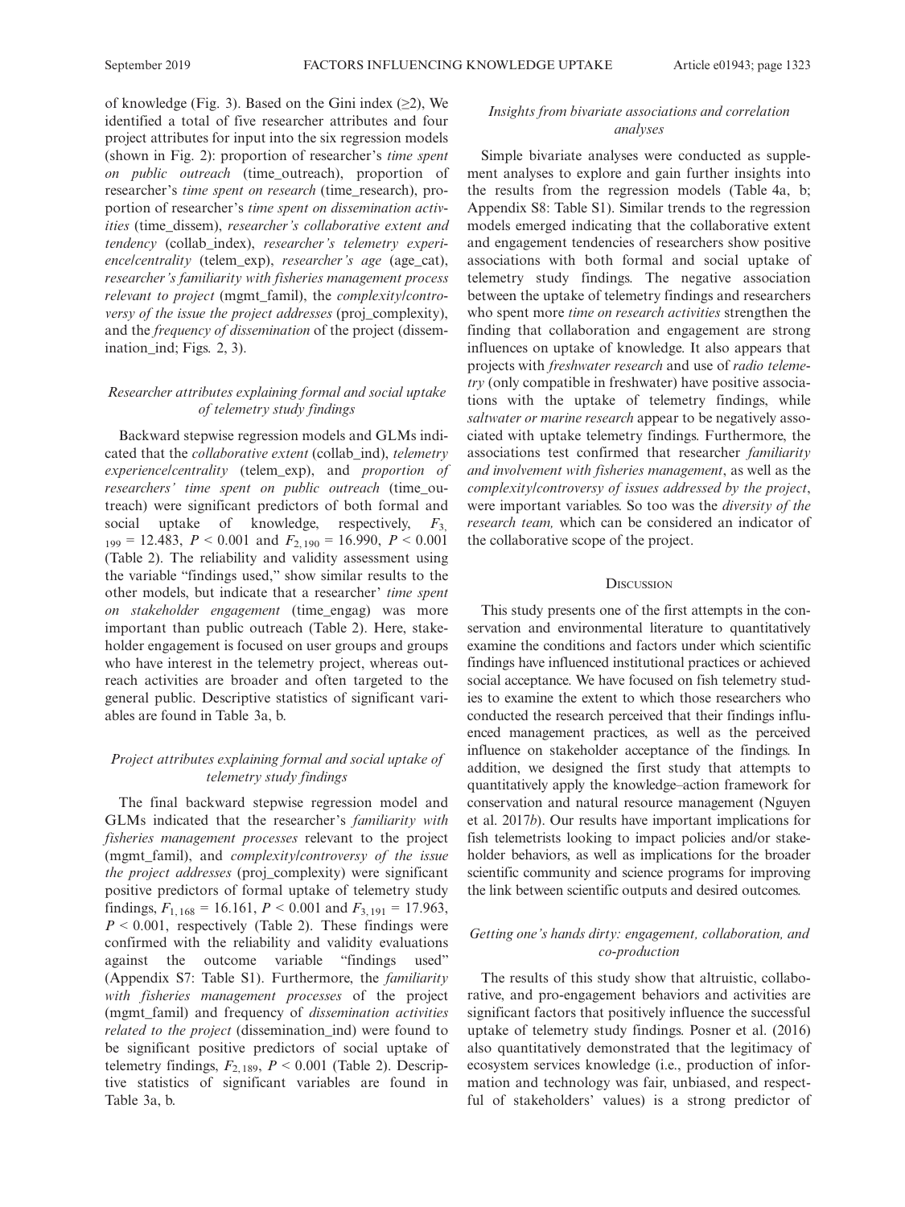of knowledge (Fig. 3). Based on the Gini index (≥2), We identified a total of five researcher attributes and four project attributes for input into the six regression models (shown in Fig. 2): proportion of researcher's *time spent on public outreach* (time_outreach), proportion of researcher's *time spent on research* (time_research), proportion of researcher's *time spent on dissemination activities* (time_dissem), *researcher's collaborative extent and tendency* (collab_index), *researcher's telemetry experience/centrality* (telem_exp), *researcher's age* (age_cat), *researcher's familiarity with fisheries management process relevant to project* (mgmt_famil), the *complexity/controversy of the issue the project addresses* (proj_complexity), and the *frequency of dissemination* of the project (dissemination_ind; Figs. 2, 3).

### *Researcher attributes explaining formal and social uptake of telemetry study findings*

Backward stepwise regression models and GLMs indicated that the *collaborative extent* (collab_ind), *telemetry experience/centrality* (telem_exp), and *proportion of researchers' time spent on public outreach* (time_outreach) were significant predictors of both formal and social uptake of knowledge, respectively, $F_{3, 199} = 12.483$, $P < 0.001$ and $F_{2, 190} = 16.990$, $P < 0.001$ (Table 2). The reliability and validity assessment using the variable "findings used," show similar results to the other models, but indicate that a researcher' *time spent on stakeholder engagement* (time_engag) was more important than public outreach (Table 2). Here, stakeholder engagement is focused on user groups and groups who have interest in the telemetry project, whereas outreach activities are broader and often targeted to the general public. Descriptive statistics of significant variables are found in Table 3a, b.

### *Project attributes explaining formal and social uptake of telemetry study findings*

The final backward stepwise regression model and GLMs indicated that the researcher's *familiarity with fisheries management processes* relevant to the project (mgmt_famil), and *complexity/controversy of the issue the project addresses* (proj_complexity) were significant positive predictors of formal uptake of telemetry study findings, $F_{1, 168} = 16.161$, $P < 0.001$ and $F_{3, 191} = 17.963$, $P < 0.001$, respectively (Table 2). These findings were confirmed with the reliability and validity evaluations against the outcome variable "findings used" (Appendix S7: Table S1). Furthermore, the *familiarity with fisheries management processes* of the project (mgmt_famil) and frequency of *dissemination activities related to the project* (dissemination_ind) were found to be significant positive predictors of social uptake of telemetry findings, $F_{2, 189}$, $P < 0.001$ (Table 2). Descriptive statistics of significant variables are found in Table 3a, b.

### *Insights from bivariate associations and correlation analyses*

Simple bivariate analyses were conducted as supplement analyses to explore and gain further insights into the results from the regression models (Table 4a, b; Appendix S8: Table S1). Similar trends to the regression models emerged indicating that the collaborative extent and engagement tendencies of researchers show positive associations with both formal and social uptake of telemetry study findings. The negative association between the uptake of telemetry findings and researchers who spent more *time on research activities* strengthen the finding that collaboration and engagement are strong influences on uptake of knowledge. It also appears that projects with *freshwater research* and use of *radio telemetry* (only compatible in freshwater) have positive associations with the uptake of telemetry findings, while *saltwater or marine research* appear to be negatively associated with uptake telemetry findings. Furthermore, the associations test confirmed that researcher *familiarity and involvement with fisheries management*, as well as the *complexity/controversy of issues addressed by the project*, were important variables. So too was the *diversity of the research team,* which can be considered an indicator of the collaborative scope of the project.

## Discussion

This study presents one of the first attempts in the conservation and environmental literature to quantitatively examine the conditions and factors under which scientific findings have influenced institutional practices or achieved social acceptance. We have focused on fish telemetry studies to examine the extent to which those researchers who conducted the research perceived that their findings influenced management practices, as well as the perceived influence on stakeholder acceptance of the findings. In addition, we designed the first study that attempts to quantitatively apply the knowledge–action framework for conservation and natural resource management (Nguyen et al. 2017*b*). Our results have important implications for fish telemetrists looking to impact policies and/or stakeholder behaviors, as well as implications for the broader scientific community and science programs for improving the link between scientific outputs and desired outcomes.

### *Getting one's hands dirty: engagement, collaboration, and co-production*

The results of this study show that altruistic, collaborative, and pro-engagement behaviors and activities are significant factors that positively influence the successful uptake of telemetry study findings. Posner et al. (2016) also quantitatively demonstrated that the legitimacy of ecosystem services knowledge (i.e., production of information and technology was fair, unbiased, and respectful of stakeholders' values) is a strong predictor of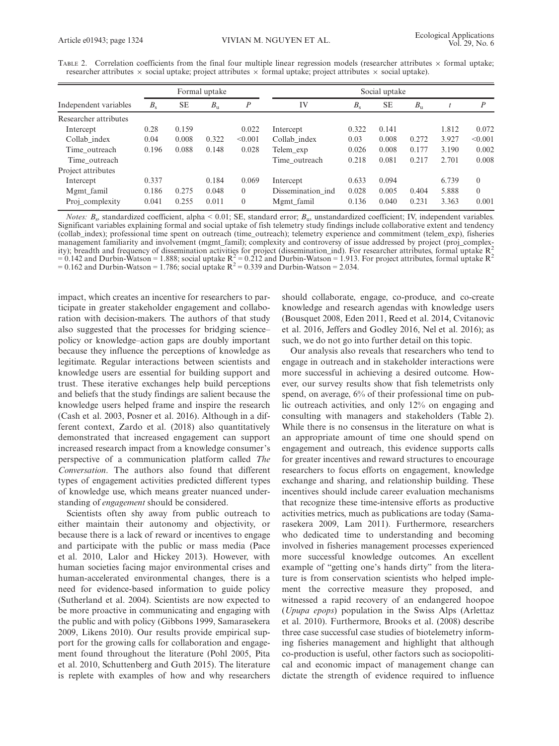TABLE 2. Correlation coefficients from the final four multiple linear regression models (researcher attributes × formal uptake; researcher attributes × social uptake; project attributes × formal uptake; project attributes × social uptake).

| | Formal uptake | | | | Social uptake | | | | | |
|---|---|---|---|---|---|---|---|---|---|---|
| Independent variables | $B_s$ | SE | $B_u$ | $P$ | IV | $B_s$ | SE | $B_u$ | $t$ | $P$ |
| Researcher attributes | | | | | | | | | | |
| Intercept | 0.28 | 0.159 | | 0.022 | Intercept | 0.322 | 0.141 | | 1.812 | 0.072 |
| Collab_index | 0.04 | 0.008 | 0.322 | <0.001 | Collab_index | 0.03 | 0.008 | 0.272 | 3.927 | <0.001 |
| Time_outreach | 0.196 | 0.088 | 0.148 | 0.028 | Telem_exp | 0.026 | 0.008 | 0.177 | 3.190 | 0.002 |
| Time_outreach | | | | | Time_outreach | 0.218 | 0.081 | 0.217 | 2.701 | 0.008 |
| Project attributes | | | | | | | | | | |
| Intercept | 0.337 | | 0.184 | 0.069 | Intercept | 0.633 | 0.094 | | 6.739 | 0 |
| Mgmt_famil | 0.186 | 0.275 | 0.048 | 0 | Dissemination_ind | 0.028 | 0.005 | 0.404 | 5.888 | 0 |
| Proj_complexity | 0.041 | 0.255 | 0.011 | 0 | Mgmt_famil | 0.136 | 0.040 | 0.231 | 3.363 | 0.001 |

*Notes:* $B_s$, standardized coefficient, alpha < 0.01; SE, standard error; $B_u$, unstandardized coefficient; IV, independent variables. Significant variables explaining formal and social uptake of fish telemetry study findings include collaborative extent and tendency (collab_index); professional time spent on outreach (time_outreach); telemetry experience and commitment (telem_exp), fisheries management familiarity and involvement (mgmt_famil); complexity and controversy of issue addressed by project (proj_complexity); breadth and frequency of dissemination activities for project (dissemination_ind). For researcher attributes, formal uptake $R^2 = 0.142$ and Durbin-Watson = 1.888; social uptake $R^2 = 0.212$ and Durbin-Watson = 1.913. For project attributes, formal uptake $R^2 = 0.162$ and Durbin-Watson = 1.786; social uptake $R^2 = 0.339$ and Durbin-Watson = 2.034.

impact, which creates an incentive for researchers to participate in greater stakeholder engagement and collaboration with decision-makers. The authors of that study also suggested that the processes for bridging science–policy or knowledge–action gaps are doubly important because they influence the perceptions of knowledge as legitimate. Regular interactions between scientists and knowledge users are essential for building support and trust. These iterative exchanges help build perceptions and beliefs that the study findings are salient because the knowledge users helped frame and inspire the research (Cash et al. 2003, Posner et al. 2016). Although in a different context, Zardo et al. (2018) also quantitatively demonstrated that increased engagement can support increased research impact from a knowledge consumer's perspective of a communication platform called *The Conversation*. The authors also found that different types of engagement activities predicted different types of knowledge use, which means greater nuanced understanding of *engagement* should be considered.

Scientists often shy away from public outreach to either maintain their autonomy and objectivity, or because there is a lack of reward or incentives to engage and participate with the public or mass media (Pace et al. 2010, Lalor and Hickey 2013). However, with human societies facing major environmental crises and human-accelerated environmental changes, there is a need for evidence-based information to guide policy (Sutherland et al. 2004). Scientists are now expected to be more proactive in communicating and engaging with the public and with policy (Gibbons 1999, Samarasekera 2009, Likens 2010). Our results provide empirical support for the growing calls for collaboration and engagement found throughout the literature (Pohl 2005, Pita et al. 2010, Schuttenberg and Guth 2015). The literature is replete with examples of how and why researchers should collaborate, engage, co-produce, and co-create knowledge and research agendas with knowledge users (Bousquet 2008, Eden 2011, Reed et al. 2014, Cvitanovic et al. 2016, Jeffers and Godley 2016, Nel et al. 2016); as such, we do not go into further detail on this topic.

Our analysis also reveals that researchers who tend to engage in outreach and in stakeholder interactions were more successful in achieving a desired outcome. However, our survey results show that fish telemetrists only spend, on average, 6% of their professional time on public outreach activities, and only 12% on engaging and consulting with managers and stakeholders (Table 2). While there is no consensus in the literature on what is an appropriate amount of time one should spend on engagement and outreach, this evidence supports calls for greater incentives and reward structures to encourage researchers to focus efforts on engagement, knowledge exchange and sharing, and relationship building. These incentives should include career evaluation mechanisms that recognize these time-intensive efforts as productive activities metrics, much as publications are today (Samarasekera 2009, Lam 2011). Furthermore, researchers who dedicated time to understanding and becoming involved in fisheries management processes experienced more successful knowledge outcomes. An excellent example of "getting one's hands dirty" from the literature is from conservation scientists who helped implement the corrective measure they proposed, and witnessed a rapid recovery of an endangered hoopoe (*Upupa epops*) population in the Swiss Alps (Arlettaz et al. 2010). Furthermore, Brooks et al. (2008) describe three case successful case studies of biotelemetry informing fisheries management and highlight that although co-production is useful, other factors such as sociopolitical and economic impact of management change can dictate the strength of evidence required to influence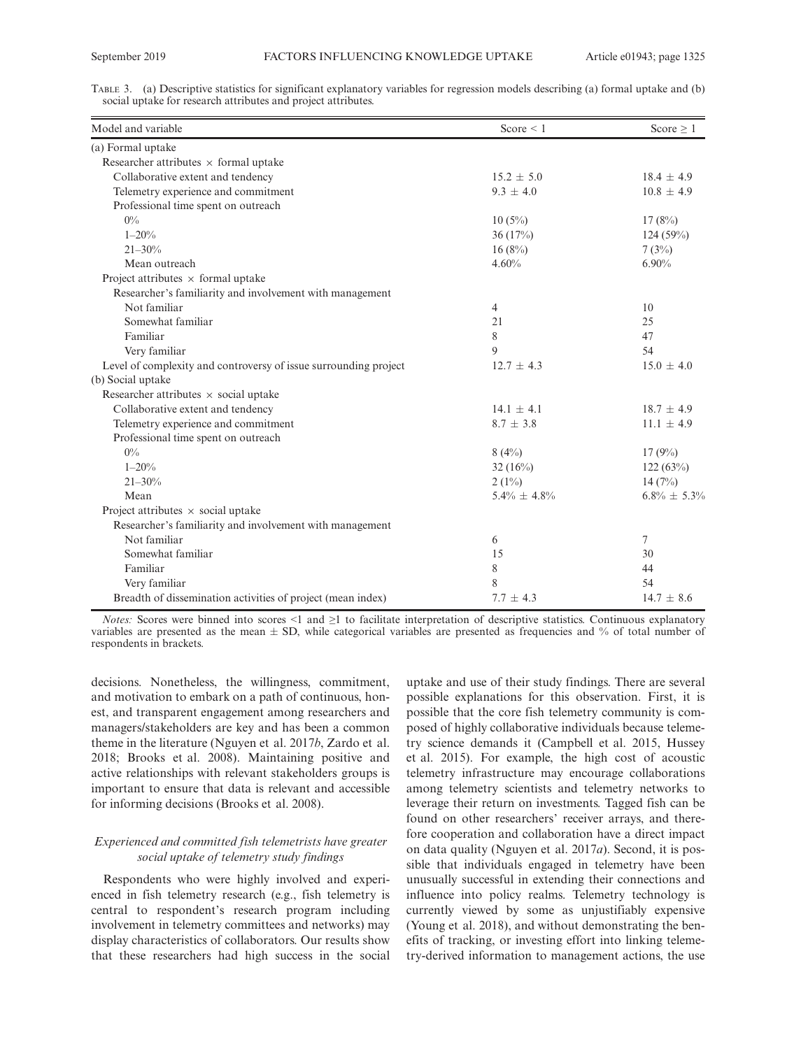Table 3. (a) Descriptive statistics for significant explanatory variables for regression models describing (a) formal uptake and (b) social uptake for research attributes and project attributes.

| Model and variable | Score < 1 | Score ≥ 1 |
|---|---|---|
| (a) Formal uptake | | |
| Researcher attributes × formal uptake | | |
| Collaborative extent and tendency | 15.2 ± 5.0 | 18.4 ± 4.9 |
| Telemetry experience and commitment | 9.3 ± 4.0 | 10.8 ± 4.9 |
| Professional time spent on outreach | | |
| 0% | 10 (5%) | 17 (8%) |
| 1–20% | 36 (17%) | 124 (59%) |
| 21–30% | 16 (8%) | 7 (3%) |
| Mean outreach | 4.60% | 6.90% |
| Project attributes × formal uptake | | |
| Researcher's familiarity and involvement with management | | |
| Not familiar | 4 | 10 |
| Somewhat familiar | 21 | 25 |
| Familiar | 8 | 47 |
| Very familiar | 9 | 54 |
| Level of complexity and controversy of issue surrounding project | 12.7 ± 4.3 | 15.0 ± 4.0 |
| (b) Social uptake | | |
| Researcher attributes × social uptake | | |
| Collaborative extent and tendency | 14.1 ± 4.1 | 18.7 ± 4.9 |
| Telemetry experience and commitment | 8.7 ± 3.8 | 11.1 ± 4.9 |
| Professional time spent on outreach | | |
| 0% | 8 (4%) | 17 (9%) |
| 1–20% | 32 (16%) | 122 (63%) |
| 21–30% | 2 (1%) | 14 (7%) |
| Mean | 5.4% ± 4.8% | 6.8% ± 5.3% |
| Project attributes × social uptake | | |
| Researcher's familiarity and involvement with management | | |
| Not familiar | 6 | 7 |
| Somewhat familiar | 15 | 30 |
| Familiar | 8 | 44 |
| Very familiar | 8 | 54 |
| Breadth of dissemination activities of project (mean index) | 7.7 ± 4.3 | 14.7 ± 8.6 |

*Notes:* Scores were binned into scores <1 and ≥1 to facilitate interpretation of descriptive statistics. Continuous explanatory variables are presented as the mean ± SD, while categorical variables are presented as frequencies and % of total number of respondents in brackets.

decisions. Nonetheless, the willingness, commitment, and motivation to embark on a path of continuous, honest, and transparent engagement among researchers and managers/stakeholders are key and has been a common theme in the literature (Nguyen et al. 2017*b*, Zardo et al. 2018; Brooks et al. 2008). Maintaining positive and active relationships with relevant stakeholders groups is important to ensure that data is relevant and accessible for informing decisions (Brooks et al. 2008).

### *Experienced and committed fish telemetrists have greater social uptake of telemetry study findings*

Respondents who were highly involved and experienced in fish telemetry research (e.g., fish telemetry is central to respondent's research program including involvement in telemetry committees and networks) may display characteristics of collaborators. Our results show that these researchers had high success in the social uptake and use of their study findings. There are several possible explanations for this observation. First, it is possible that the core fish telemetry community is composed of highly collaborative individuals because telemetry science demands it (Campbell et al. 2015, Hussey et al. 2015). For example, the high cost of acoustic telemetry infrastructure may encourage collaborations among telemetry scientists and telemetry networks to leverage their return on investments. Tagged fish can be found on other researchers' receiver arrays, and therefore cooperation and collaboration have a direct impact on data quality (Nguyen et al. 2017*a*). Second, it is possible that individuals engaged in telemetry have been unusually successful in extending their connections and influence into policy realms. Telemetry technology is currently viewed by some as unjustifiably expensive (Young et al. 2018), and without demonstrating the benefits of tracking, or investing effort into linking telemetry-derived information to management actions, the use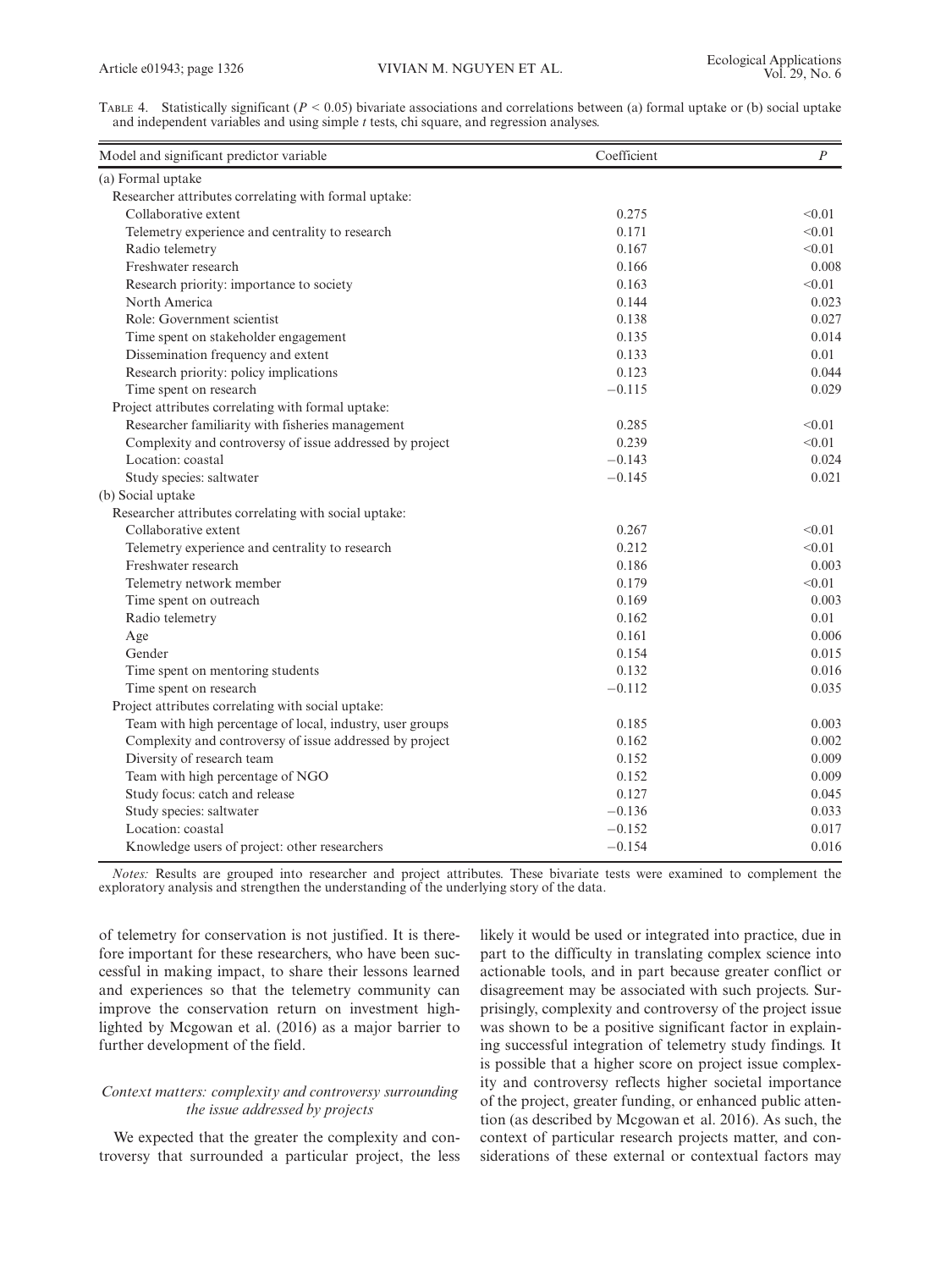TABLE 4. Statistically significant ($P < 0.05$) bivariate associations and correlations between (a) formal uptake or (b) social uptake and independent variables and using simple $t$ tests, chi square, and regression analyses.

| Model and significant predictor variable | Coefficient | $P$ |
|---|---|---|
| (a) Formal uptake | | |
| Researcher attributes correlating with formal uptake: | | |
| Collaborative extent | 0.275 | <0.01 |
| Telemetry experience and centrality to research | 0.171 | <0.01 |
| Radio telemetry | 0.167 | <0.01 |
| Freshwater research | 0.166 | 0.008 |
| Research priority: importance to society | 0.163 | <0.01 |
| North America | 0.144 | 0.023 |
| Role: Government scientist | 0.138 | 0.027 |
| Time spent on stakeholder engagement | 0.135 | 0.014 |
| Dissemination frequency and extent | 0.133 | 0.01 |
| Research priority: policy implications | 0.123 | 0.044 |
| Time spent on research | −0.115 | 0.029 |
| Project attributes correlating with formal uptake: | | |
| Researcher familiarity with fisheries management | 0.285 | <0.01 |
| Complexity and controversy of issue addressed by project | 0.239 | <0.01 |
| Location: coastal | −0.143 | 0.024 |
| Study species: saltwater | −0.145 | 0.021 |
| (b) Social uptake | | |
| Researcher attributes correlating with social uptake: | | |
| Collaborative extent | 0.267 | <0.01 |
| Telemetry experience and centrality to research | 0.212 | <0.01 |
| Freshwater research | 0.186 | 0.003 |
| Telemetry network member | 0.179 | <0.01 |
| Time spent on outreach | 0.169 | 0.003 |
| Radio telemetry | 0.162 | 0.01 |
| Age | 0.161 | 0.006 |
| Gender | 0.154 | 0.015 |
| Time spent on mentoring students | 0.132 | 0.016 |
| Time spent on research | −0.112 | 0.035 |
| Project attributes correlating with social uptake: | | |
| Team with high percentage of local, industry, user groups | 0.185 | 0.003 |
| Complexity and controversy of issue addressed by project | 0.162 | 0.002 |
| Diversity of research team | 0.152 | 0.009 |
| Team with high percentage of NGO | 0.152 | 0.009 |
| Study focus: catch and release | 0.127 | 0.045 |
| Study species: saltwater | −0.136 | 0.033 |
| Location: coastal | −0.152 | 0.017 |
| Knowledge users of project: other researchers | −0.154 | 0.016 |

*Notes:* Results are grouped into researcher and project attributes. These bivariate tests were examined to complement the exploratory analysis and strengthen the understanding of the underlying story of the data.

of telemetry for conservation is not justified. It is therefore important for these researchers, who have been successful in making impact, to share their lessons learned and experiences so that the telemetry community can improve the conservation return on investment highlighted by Mcgowan et al. (2016) as a major barrier to further development of the field.

### *Context matters: complexity and controversy surrounding the issue addressed by projects*

We expected that the greater the complexity and controversy that surrounded a particular project, the less likely it would be used or integrated into practice, due in part to the difficulty in translating complex science into actionable tools, and in part because greater conflict or disagreement may be associated with such projects. Surprisingly, complexity and controversy of the project issue was shown to be a positive significant factor in explaining successful integration of telemetry study findings. It is possible that a higher score on project issue complexity and controversy reflects higher societal importance of the project, greater funding, or enhanced public attention (as described by Mcgowan et al. 2016). As such, the context of particular research projects matter, and considerations of these external or contextual factors may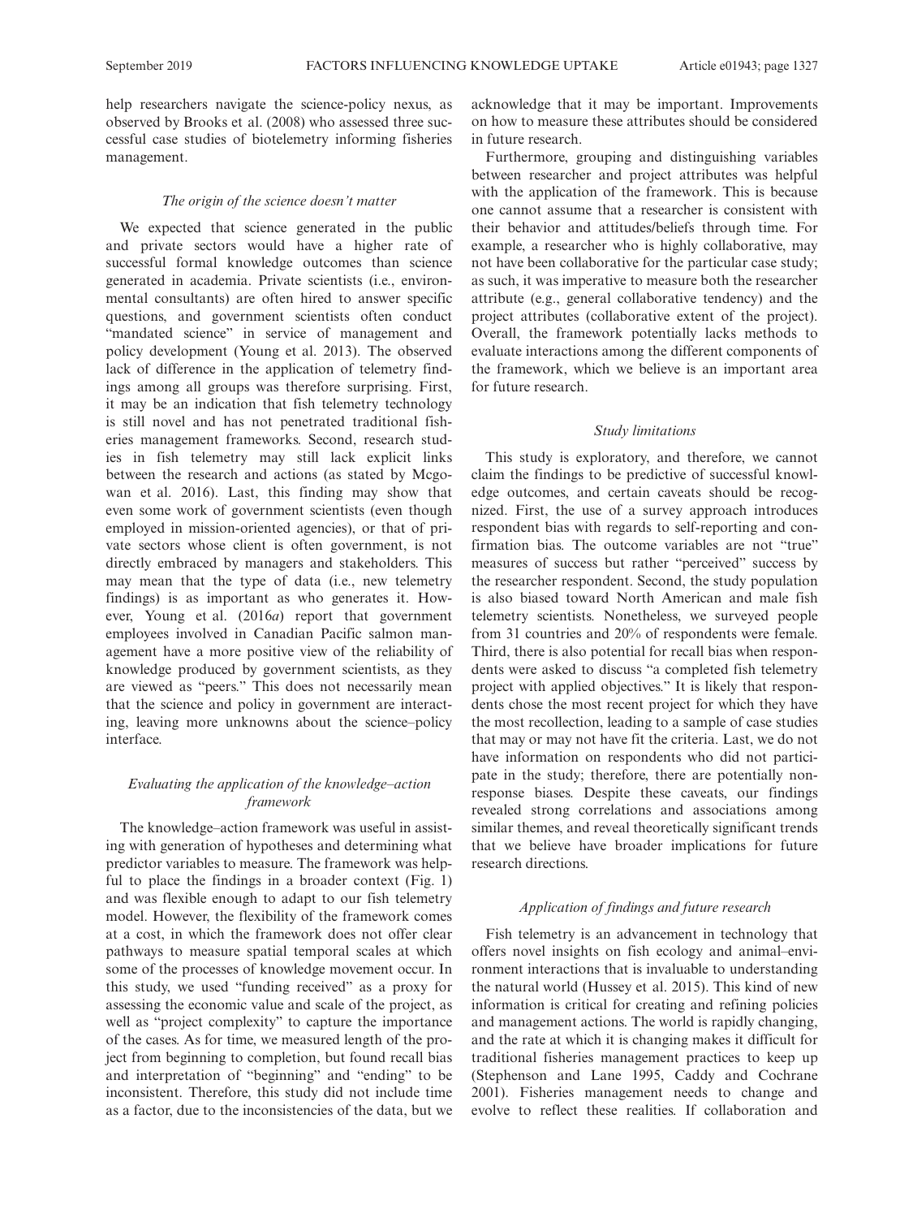help researchers navigate the science-policy nexus, as observed by Brooks et al. (2008) who assessed three successful case studies of biotelemetry informing fisheries management.

### *The origin of the science doesn't matter*

We expected that science generated in the public and private sectors would have a higher rate of successful formal knowledge outcomes than science generated in academia. Private scientists (i.e., environmental consultants) are often hired to answer specific questions, and government scientists often conduct "mandated science" in service of management and policy development (Young et al. 2013). The observed lack of difference in the application of telemetry findings among all groups was therefore surprising. First, it may be an indication that fish telemetry technology is still novel and has not penetrated traditional fisheries management frameworks. Second, research studies in fish telemetry may still lack explicit links between the research and actions (as stated by Mcgowan et al. 2016). Last, this finding may show that even some work of government scientists (even though employed in mission-oriented agencies), or that of private sectors whose client is often government, is not directly embraced by managers and stakeholders. This may mean that the type of data (i.e., new telemetry findings) is as important as who generates it. However, Young et al. (2016*a*) report that government employees involved in Canadian Pacific salmon management have a more positive view of the reliability of knowledge produced by government scientists, as they are viewed as "peers." This does not necessarily mean that the science and policy in government are interacting, leaving more unknowns about the science–policy interface.

### *Evaluating the application of the knowledge–action framework*

The knowledge–action framework was useful in assisting with generation of hypotheses and determining what predictor variables to measure. The framework was helpful to place the findings in a broader context (Fig. 1) and was flexible enough to adapt to our fish telemetry model. However, the flexibility of the framework comes at a cost, in which the framework does not offer clear pathways to measure spatial temporal scales at which some of the processes of knowledge movement occur. In this study, we used "funding received" as a proxy for assessing the economic value and scale of the project, as well as "project complexity" to capture the importance of the cases. As for time, we measured length of the project from beginning to completion, but found recall bias and interpretation of "beginning" and "ending" to be inconsistent. Therefore, this study did not include time as a factor, due to the inconsistencies of the data, but we acknowledge that it may be important. Improvements on how to measure these attributes should be considered in future research.

Furthermore, grouping and distinguishing variables between researcher and project attributes was helpful with the application of the framework. This is because one cannot assume that a researcher is consistent with their behavior and attitudes/beliefs through time. For example, a researcher who is highly collaborative, may not have been collaborative for the particular case study; as such, it was imperative to measure both the researcher attribute (e.g., general collaborative tendency) and the project attributes (collaborative extent of the project). Overall, the framework potentially lacks methods to evaluate interactions among the different components of the framework, which we believe is an important area for future research.

### *Study limitations*

This study is exploratory, and therefore, we cannot claim the findings to be predictive of successful knowledge outcomes, and certain caveats should be recognized. First, the use of a survey approach introduces respondent bias with regards to self-reporting and confirmation bias. The outcome variables are not "true" measures of success but rather "perceived" success by the researcher respondent. Second, the study population is also biased toward North American and male fish telemetry scientists. Nonetheless, we surveyed people from 31 countries and 20% of respondents were female. Third, there is also potential for recall bias when respondents were asked to discuss "a completed fish telemetry project with applied objectives." It is likely that respondents chose the most recent project for which they have the most recollection, leading to a sample of case studies that may or may not have fit the criteria. Last, we do not have information on respondents who did not participate in the study; therefore, there are potentially nonresponse biases. Despite these caveats, our findings revealed strong correlations and associations among similar themes, and reveal theoretically significant trends that we believe have broader implications for future research directions.

### *Application of findings and future research*

Fish telemetry is an advancement in technology that offers novel insights on fish ecology and animal–environment interactions that is invaluable to understanding the natural world (Hussey et al. 2015). This kind of new information is critical for creating and refining policies and management actions. The world is rapidly changing, and the rate at which it is changing makes it difficult for traditional fisheries management practices to keep up (Stephenson and Lane 1995, Caddy and Cochrane 2001). Fisheries management needs to change and evolve to reflect these realities. If collaboration and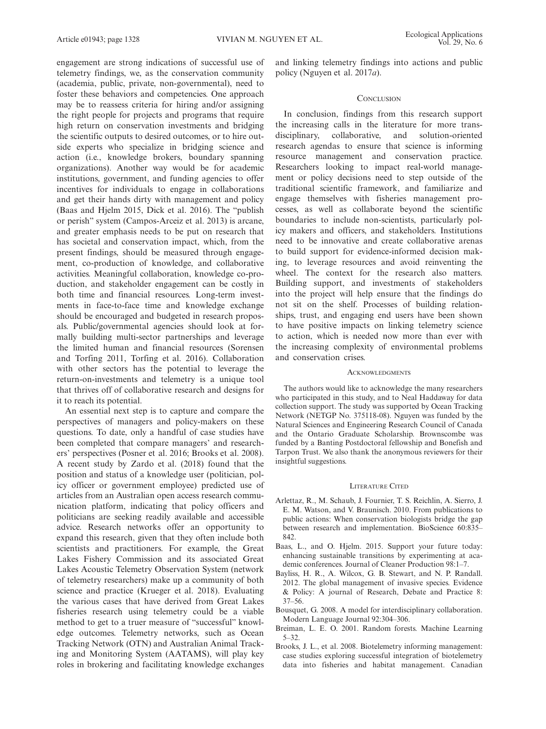engagement are strong indications of successful use of telemetry findings, we, as the conservation community (academia, public, private, non-governmental), need to foster these behaviors and competencies. One approach may be to reassess criteria for hiring and/or assigning the right people for projects and programs that require high return on conservation investments and bridging the scientific outputs to desired outcomes, or to hire outside experts who specialize in bridging science and action (i.e., knowledge brokers, boundary spanning organizations). Another way would be for academic institutions, government, and funding agencies to offer incentives for individuals to engage in collaborations and get their hands dirty with management and policy (Baas and Hjelm 2015, Dick et al. 2016). The "publish or perish" system (Campos-Arceiz et al. 2013) is arcane, and greater emphasis needs to be put on research that has societal and conservation impact, which, from the present findings, should be measured through engagement, co-production of knowledge, and collaborative activities. Meaningful collaboration, knowledge co-production, and stakeholder engagement can be costly in both time and financial resources. Long-term investments in face-to-face time and knowledge exchange should be encouraged and budgeted in research proposals. Public/governmental agencies should look at formally building multi-sector partnerships and leverage the limited human and financial resources (Sorensen and Torfing 2011, Torfing et al. 2016). Collaboration with other sectors has the potential to leverage the return-on-investments and telemetry is a unique tool that thrives off of collaborative research and designs for it to reach its potential.

An essential next step is to capture and compare the perspectives of managers and policy-makers on these questions. To date, only a handful of case studies have been completed that compare managers' and researchers' perspectives (Posner et al. 2016; Brooks et al. 2008). A recent study by Zardo et al. (2018) found that the position and status of a knowledge user (politician, policy officer or government employee) predicted use of articles from an Australian open access research communication platform, indicating that policy officers and politicians are seeking readily available and accessible advice. Research networks offer an opportunity to expand this research, given that they often include both scientists and practitioners. For example, the Great Lakes Fishery Commission and its associated Great Lakes Acoustic Telemetry Observation System (network of telemetry researchers) make up a community of both science and practice (Krueger et al. 2018). Evaluating the various cases that have derived from Great Lakes fisheries research using telemetry could be a viable method to get to a truer measure of "successful" knowledge outcomes. Telemetry networks, such as Ocean Tracking Network (OTN) and Australian Animal Tracking and Monitoring System (AATAMS), will play key roles in brokering and facilitating knowledge exchanges and linking telemetry findings into actions and public policy (Nguyen et al. 2017*a*).

## Conclusion

In conclusion, findings from this research support the increasing calls in the literature for more transdisciplinary, collaborative, and solution-oriented research agendas to ensure that science is informing resource management and conservation practice. Researchers looking to impact real-world management or policy decisions need to step outside of the traditional scientific framework, and familiarize and engage themselves with fisheries management processes, as well as collaborate beyond the scientific boundaries to include non-scientists, particularly policy makers and officers, and stakeholders. Institutions need to be innovative and create collaborative arenas to build support for evidence-informed decision making, to leverage resources and avoid reinventing the wheel. The context for the research also matters. Building support, and investments of stakeholders into the project will help ensure that the findings do not sit on the shelf. Processes of building relationships, trust, and engaging end users have been shown to have positive impacts on linking telemetry science to action, which is needed now more than ever with the increasing complexity of environmental problems and conservation crises.

## Acknowledgments

The authors would like to acknowledge the many researchers who participated in this study, and to Neal Haddaway for data collection support. The study was supported by Ocean Tracking Network (NETGP No. 375118-08). Nguyen was funded by the Natural Sciences and Engineering Research Council of Canada and the Ontario Graduate Scholarship. Brownscombe was funded by a Banting Postdoctoral fellowship and Bonefish and Tarpon Trust. We also thank the anonymous reviewers for their insightful suggestions.

## Literature Cited

Arlettaz, R., M. Schaub, J. Fournier, T. S. Reichlin, A. Sierro, J. E. M. Watson, and V. Braunisch. 2010. From publications to public actions: When conservation biologists bridge the gap between research and implementation. BioScience 60:835–842.

Baas, L., and O. Hjelm. 2015. Support your future today: enhancing sustainable transitions by experimenting at academic conferences. Journal of Cleaner Production 98:1–7.

Bayliss, H. R., A. Wilcox, G. B. Stewart, and N. P. Randall. 2012. The global management of invasive species. Evidence & Policy: A journal of Research, Debate and Practice 8: 37–56.

Bousquet, G. 2008. A model for interdisciplinary collaboration. Modern Language Journal 92:304–306.

Breiman, L. E. O. 2001. Random forests. Machine Learning 5–32.

Brooks, J. L., et al. 2008. Biotelemetry informing management: case studies exploring successful integration of biotelemetry data into fisheries and habitat management. Canadian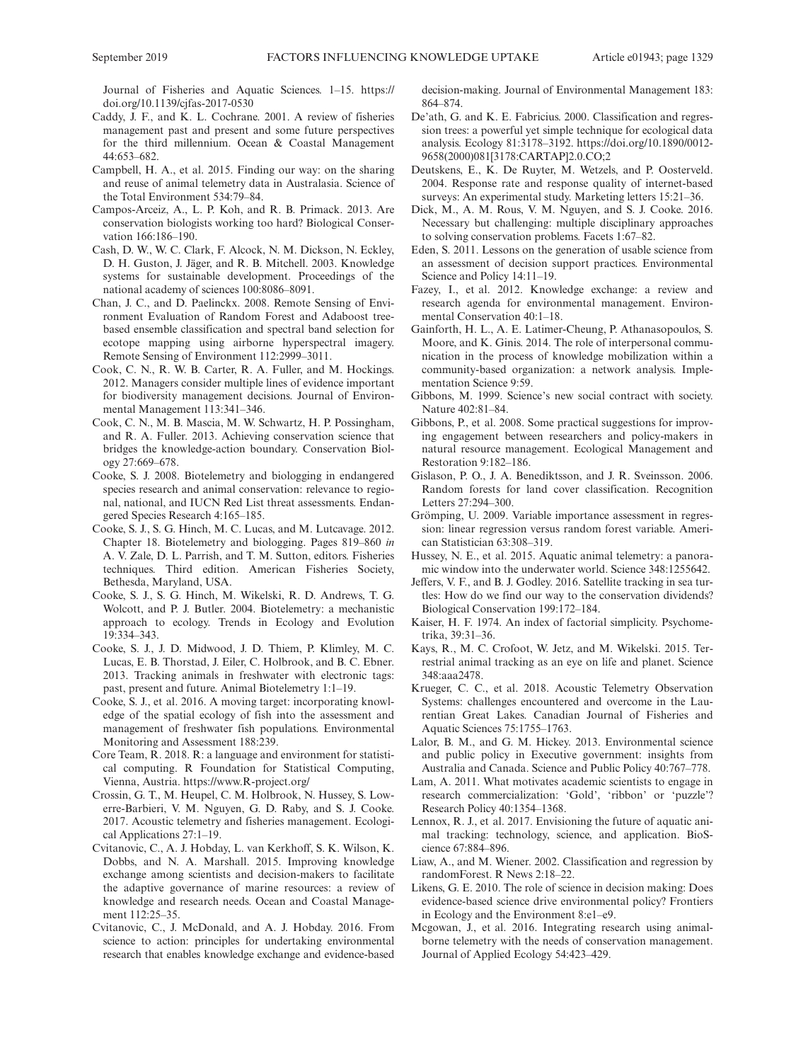Journal of Fisheries and Aquatic Sciences. 1–15. https://doi.org/10.1139/cjfas-2017-0530

Caddy, J. F., and K. L. Cochrane. 2001. A review of fisheries management past and present and some future perspectives for the third millennium. Ocean & Coastal Management 44:653–682.

Campbell, H. A., et al. 2015. Finding our way: on the sharing and reuse of animal telemetry data in Australasia. Science of the Total Environment 534:79–84.

Campos-Arceiz, A., L. P. Koh, and R. B. Primack. 2013. Are conservation biologists working too hard? Biological Conservation 166:186–190.

Cash, D. W., W. C. Clark, F. Alcock, N. M. Dickson, N. Eckley, D. H. Guston, J. Jäger, and R. B. Mitchell. 2003. Knowledge systems for sustainable development. Proceedings of the national academy of sciences 100:8086–8091.

Chan, J. C., and D. Paelinckx. 2008. Remote Sensing of Environment Evaluation of Random Forest and Adaboost tree-based ensemble classification and spectral band selection for ecotope mapping using airborne hyperspectral imagery. Remote Sensing of Environment 112:2999–3011.

Cook, C. N., R. W. B. Carter, R. A. Fuller, and M. Hockings. 2012. Managers consider multiple lines of evidence important for biodiversity management decisions. Journal of Environmental Management 113:341–346.

Cook, C. N., M. B. Mascia, M. W. Schwartz, H. P. Possingham, and R. A. Fuller. 2013. Achieving conservation science that bridges the knowledge-action boundary. Conservation Biology 27:669–678.

Cooke, S. J. 2008. Biotelemetry and biologging in endangered species research and animal conservation: relevance to regional, national, and IUCN Red List threat assessments. Endangered Species Research 4:165–185.

Cooke, S. J., S. G. Hinch, M. C. Lucas, and M. Lutcavage. 2012. Chapter 18. Biotelemetry and biologging. Pages 819–860 *in* A. V. Zale, D. L. Parrish, and T. M. Sutton, editors. Fisheries techniques. Third edition. American Fisheries Society, Bethesda, Maryland, USA.

Cooke, S. J., S. G. Hinch, M. Wikelski, R. D. Andrews, T. G. Wolcott, and P. J. Butler. 2004. Biotelemetry: a mechanistic approach to ecology. Trends in Ecology and Evolution 19:334–343.

Cooke, S. J., J. D. Midwood, J. D. Thiem, P. Klimley, M. C. Lucas, E. B. Thorstad, J. Eiler, C. Holbrook, and B. C. Ebner. 2013. Tracking animals in freshwater with electronic tags: past, present and future. Animal Biotelemetry 1:1–19.

Cooke, S. J., et al. 2016. A moving target: incorporating knowledge of the spatial ecology of fish into the assessment and management of freshwater fish populations. Environmental Monitoring and Assessment 188:239.

Core Team, R. 2018. R: a language and environment for statistical computing. R Foundation for Statistical Computing, Vienna, Austria. https://www.R-project.org/

Crossin, G. T., M. Heupel, C. M. Holbrook, N. Hussey, S. Lowerre-Barbieri, V. M. Nguyen, G. D. Raby, and S. J. Cooke. 2017. Acoustic telemetry and fisheries management. Ecological Applications 27:1–19.

Cvitanovic, C., A. J. Hobday, L. van Kerkhoff, S. K. Wilson, K. Dobbs, and N. A. Marshall. 2015. Improving knowledge exchange among scientists and decision-makers to facilitate the adaptive governance of marine resources: a review of knowledge and research needs. Ocean and Coastal Management 112:25–35.

Cvitanovic, C., J. McDonald, and A. J. Hobday. 2016. From science to action: principles for undertaking environmental research that enables knowledge exchange and evidence-based decision-making. Journal of Environmental Management 183: 864–874.

De'ath, G. and K. E. Fabricius. 2000. Classification and regression trees: a powerful yet simple technique for ecological data analysis. Ecology 81:3178–3192. https://doi.org/10.1890/0012-9658(2000)081[3178:CARTAP]2.0.CO;2

Deutskens, E., K. De Ruyter, M. Wetzels, and P. Oosterveld. 2004. Response rate and response quality of internet-based surveys: An experimental study. Marketing letters 15:21–36.

Dick, M., A. M. Rous, V. M. Nguyen, and S. J. Cooke. 2016. Necessary but challenging: multiple disciplinary approaches to solving conservation problems. Facets 1:67–82.

Eden, S. 2011. Lessons on the generation of usable science from an assessment of decision support practices. Environmental Science and Policy 14:11–19.

Fazey, I., et al. 2012. Knowledge exchange: a review and research agenda for environmental management. Environmental Conservation 40:1–18.

Gainforth, H. L., A. E. Latimer-Cheung, P. Athanasopoulos, S. Moore, and K. Ginis. 2014. The role of interpersonal communication in the process of knowledge mobilization within a community-based organization: a network analysis. Implementation Science 9:59.

Gibbons, M. 1999. Science's new social contract with society. Nature 402:81–84.

Gibbons, P., et al. 2008. Some practical suggestions for improving engagement between researchers and policy-makers in natural resource management. Ecological Management and Restoration 9:182–186.

Gislason, P. O., J. A. Benediktsson, and J. R. Sveinsson. 2006. Random forests for land cover classification. Recognition Letters 27:294–300.

Grömping, U. 2009. Variable importance assessment in regression: linear regression versus random forest variable. American Statistician 63:308–319.

Hussey, N. E., et al. 2015. Aquatic animal telemetry: a panoramic window into the underwater world. Science 348:1255642.

Jeffers, V. F., and B. J. Godley. 2016. Satellite tracking in sea turtles: How do we find our way to the conservation dividends? Biological Conservation 199:172–184.

Kaiser, H. F. 1974. An index of factorial simplicity. Psychometrika, 39:31–36.

Kays, R., M. C. Crofoot, W. Jetz, and M. Wikelski. 2015. Terrestrial animal tracking as an eye on life and planet. Science 348:aaa2478.

Krueger, C. C., et al. 2018. Acoustic Telemetry Observation Systems: challenges encountered and overcome in the Laurentian Great Lakes. Canadian Journal of Fisheries and Aquatic Sciences 75:1755–1763.

Lalor, B. M., and G. M. Hickey. 2013. Environmental science and public policy in Executive government: insights from Australia and Canada. Science and Public Policy 40:767–778.

Lam, A. 2011. What motivates academic scientists to engage in research commercialization: 'Gold', 'ribbon' or 'puzzle'? Research Policy 40:1354–1368.

Lennox, R. J., et al. 2017. Envisioning the future of aquatic animal tracking: technology, science, and application. BioScience 67:884–896.

Liaw, A., and M. Wiener. 2002. Classification and regression by randomForest. R News 2:18–22.

Likens, G. E. 2010. The role of science in decision making: Does evidence-based science drive environmental policy? Frontiers in Ecology and the Environment 8:e1–e9.

Mcgowan, J., et al. 2016. Integrating research using animal-borne telemetry with the needs of conservation management. Journal of Applied Ecology 54:423–429.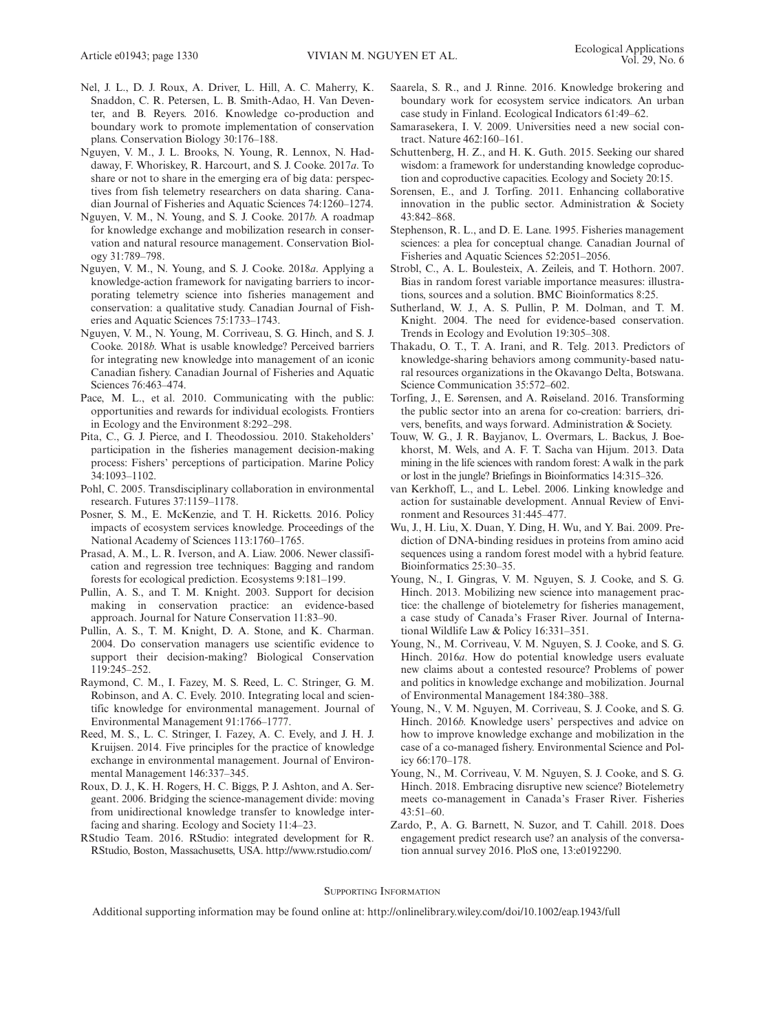Nel, J. L., D. J. Roux, A. Driver, L. Hill, A. C. Maherry, K. Snaddon, C. R. Petersen, L. B. Smith-Adao, H. Van Deventer, and B. Reyers. 2016. Knowledge co-production and boundary work to promote implementation of conservation plans. Conservation Biology 30:176–188.

Nguyen, V. M., J. L. Brooks, N. Young, R. Lennox, N. Haddaway, F. Whoriskey, R. Harcourt, and S. J. Cooke. 2017*a*. To share or not to share in the emerging era of big data: perspectives from fish telemetry researchers on data sharing. Canadian Journal of Fisheries and Aquatic Sciences 74:1260–1274.

Nguyen, V. M., N. Young, and S. J. Cooke. 2017*b*. A roadmap for knowledge exchange and mobilization research in conservation and natural resource management. Conservation Biology 31:789–798.

Nguyen, V. M., N. Young, and S. J. Cooke. 2018*a*. Applying a knowledge-action framework for navigating barriers to incorporating telemetry science into fisheries management and conservation: a qualitative study. Canadian Journal of Fisheries and Aquatic Sciences 75:1733–1743.

Nguyen, V. M., N. Young, M. Corriveau, S. G. Hinch, and S. J. Cooke. 2018*b*. What is usable knowledge? Perceived barriers for integrating new knowledge into management of an iconic Canadian fishery. Canadian Journal of Fisheries and Aquatic Sciences 76:463–474.

Pace, M. L., et al. 2010. Communicating with the public: opportunities and rewards for individual ecologists. Frontiers in Ecology and the Environment 8:292–298.

Pita, C., G. J. Pierce, and I. Theodossiou. 2010. Stakeholders' participation in the fisheries management decision-making process: Fishers' perceptions of participation. Marine Policy 34:1093–1102.

Pohl, C. 2005. Transdisciplinary collaboration in environmental research. Futures 37:1159–1178.

Posner, S. M., E. McKenzie, and T. H. Ricketts. 2016. Policy impacts of ecosystem services knowledge. Proceedings of the National Academy of Sciences 113:1760–1765.

Prasad, A. M., L. R. Iverson, and A. Liaw. 2006. Newer classification and regression tree techniques: Bagging and random forests for ecological prediction. Ecosystems 9:181–199.

Pullin, A. S., and T. M. Knight. 2003. Support for decision making in conservation practice: an evidence-based approach. Journal for Nature Conservation 11:83–90.

Pullin, A. S., T. M. Knight, D. A. Stone, and K. Charman. 2004. Do conservation managers use scientific evidence to support their decision-making? Biological Conservation 119:245–252.

Raymond, C. M., I. Fazey, M. S. Reed, L. C. Stringer, G. M. Robinson, and A. C. Evely. 2010. Integrating local and scientific knowledge for environmental management. Journal of Environmental Management 91:1766–1777.

Reed, M. S., L. C. Stringer, I. Fazey, A. C. Evely, and J. H. J. Kruijsen. 2014. Five principles for the practice of knowledge exchange in environmental management. Journal of Environmental Management 146:337–345.

Roux, D. J., K. H. Rogers, H. C. Biggs, P. J. Ashton, and A. Sergeant. 2006. Bridging the science-management divide: moving from unidirectional knowledge transfer to knowledge interfacing and sharing. Ecology and Society 11:4–23.

RStudio Team. 2016. RStudio: integrated development for R. RStudio, Boston, Massachusetts, USA. http://www.rstudio.com/

Saarela, S. R., and J. Rinne. 2016. Knowledge brokering and boundary work for ecosystem service indicators. An urban case study in Finland. Ecological Indicators 61:49–62.

Samarasekera, I. V. 2009. Universities need a new social contract. Nature 462:160–161.

Schuttenberg, H. Z., and H. K. Guth. 2015. Seeking our shared wisdom: a framework for understanding knowledge coproduction and coproductive capacities. Ecology and Society 20:15.

Sorensen, E., and J. Torfing. 2011. Enhancing collaborative innovation in the public sector. Administration & Society 43:842–868.

Stephenson, R. L., and D. E. Lane. 1995. Fisheries management sciences: a plea for conceptual change. Canadian Journal of Fisheries and Aquatic Sciences 52:2051–2056.

Strobl, C., A. L. Boulesteix, A. Zeileis, and T. Hothorn. 2007. Bias in random forest variable importance measures: illustrations, sources and a solution. BMC Bioinformatics 8:25.

Sutherland, W. J., A. S. Pullin, P. M. Dolman, and T. M. Knight. 2004. The need for evidence-based conservation. Trends in Ecology and Evolution 19:305–308.

Thakadu, O. T., T. A. Irani, and R. Telg. 2013. Predictors of knowledge-sharing behaviors among community-based natural resources organizations in the Okavango Delta, Botswana. Science Communication 35:572–602.

Torfing, J., E. Sørensen, and A. Røiseland. 2016. Transforming the public sector into an arena for co-creation: barriers, drivers, benefits, and ways forward. Administration & Society.

Touw, W. G., J. R. Bayjanov, L. Overmars, L. Backus, J. Boekhorst, M. Wels, and A. F. T. Sacha van Hijum. 2013. Data mining in the life sciences with random forest: A walk in the park or lost in the jungle? Briefings in Bioinformatics 14:315–326.

van Kerkhoff, L., and L. Lebel. 2006. Linking knowledge and action for sustainable development. Annual Review of Environment and Resources 31:445–477.

Wu, J., H. Liu, X. Duan, Y. Ding, H. Wu, and Y. Bai. 2009. Prediction of DNA-binding residues in proteins from amino acid sequences using a random forest model with a hybrid feature. Bioinformatics 25:30–35.

Young, N., I. Gingras, V. M. Nguyen, S. J. Cooke, and S. G. Hinch. 2013. Mobilizing new science into management practice: the challenge of biotelemetry for fisheries management, a case study of Canada's Fraser River. Journal of International Wildlife Law & Policy 16:331–351.

Young, N., M. Corriveau, V. M. Nguyen, S. J. Cooke, and S. G. Hinch. 2016*a*. How do potential knowledge users evaluate new claims about a contested resource? Problems of power and politics in knowledge exchange and mobilization. Journal of Environmental Management 184:380–388.

Young, N., V. M. Nguyen, M. Corriveau, S. J. Cooke, and S. G. Hinch. 2016*b*. Knowledge users' perspectives and advice on how to improve knowledge exchange and mobilization in the case of a co-managed fishery. Environmental Science and Policy 66:170–178.

Young, N., M. Corriveau, V. M. Nguyen, S. J. Cooke, and S. G. Hinch. 2018. Embracing disruptive new science? Biotelemetry meets co-management in Canada's Fraser River. Fisheries 43:51–60.

Zardo, P., A. G. Barnett, N. Suzor, and T. Cahill. 2018. Does engagement predict research use? an analysis of the conversation annual survey 2016. PloS one, 13:e0192290.

## Supporting Information

Additional supporting information may be found online at: http://onlinelibrary.wiley.com/doi/10.1002/eap.1943/full